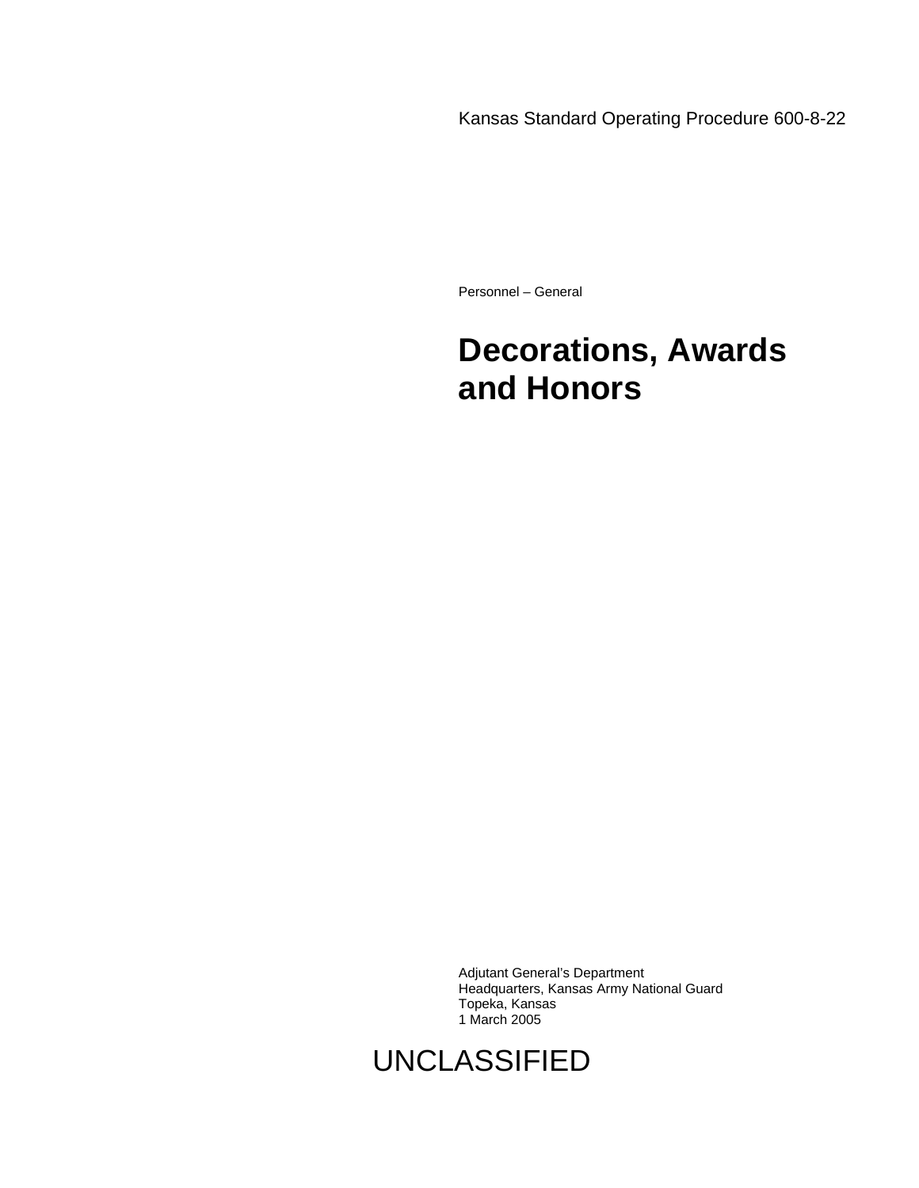Kansas Standard Operating Procedure 600-8-22

Personnel – General

# Decorations, Awards and Honors

Adjutant General's Department
Headquarters, Kansas Army National Guard
Topeka, Kansas
1 March 2005

UNCLASSIFIED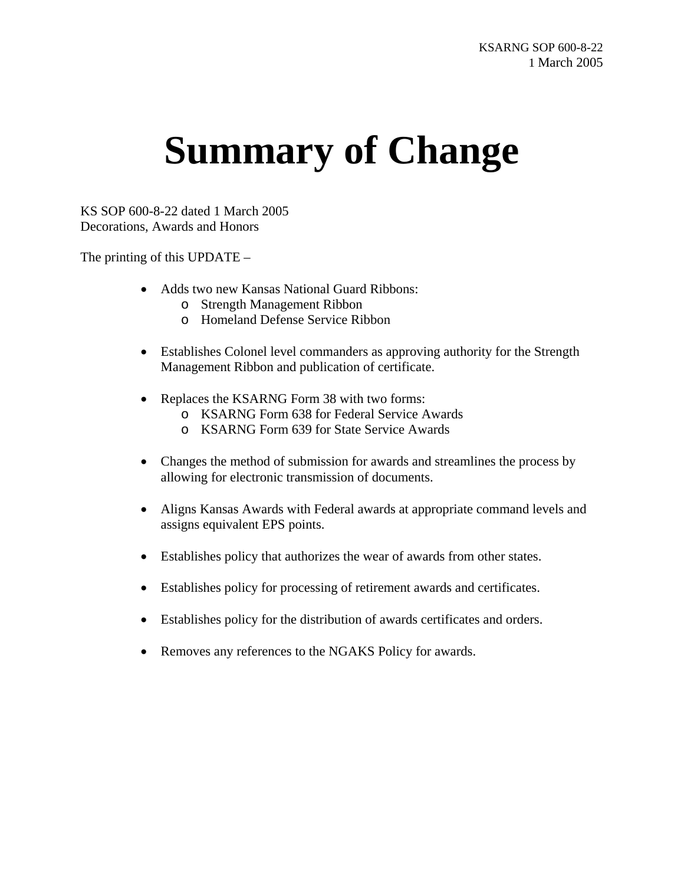# Summary of Change

KS SOP 600-8-22 dated 1 March 2005
Decorations, Awards and Honors

The printing of this UPDATE –

- Adds two new Kansas National Guard Ribbons:
  - Strength Management Ribbon
  - Homeland Defense Service Ribbon

- Establishes Colonel level commanders as approving authority for the Strength Management Ribbon and publication of certificate.

- Replaces the KSARNG Form 38 with two forms:
  - KSARNG Form 638 for Federal Service Awards
  - KSARNG Form 639 for State Service Awards

- Changes the method of submission for awards and streamlines the process by allowing for electronic transmission of documents.

- Aligns Kansas Awards with Federal awards at appropriate command levels and assigns equivalent EPS points.

- Establishes policy that authorizes the wear of awards from other states.

- Establishes policy for processing of retirement awards and certificates.

- Establishes policy for the distribution of awards certificates and orders.

- Removes any references to the NGAKS Policy for awards.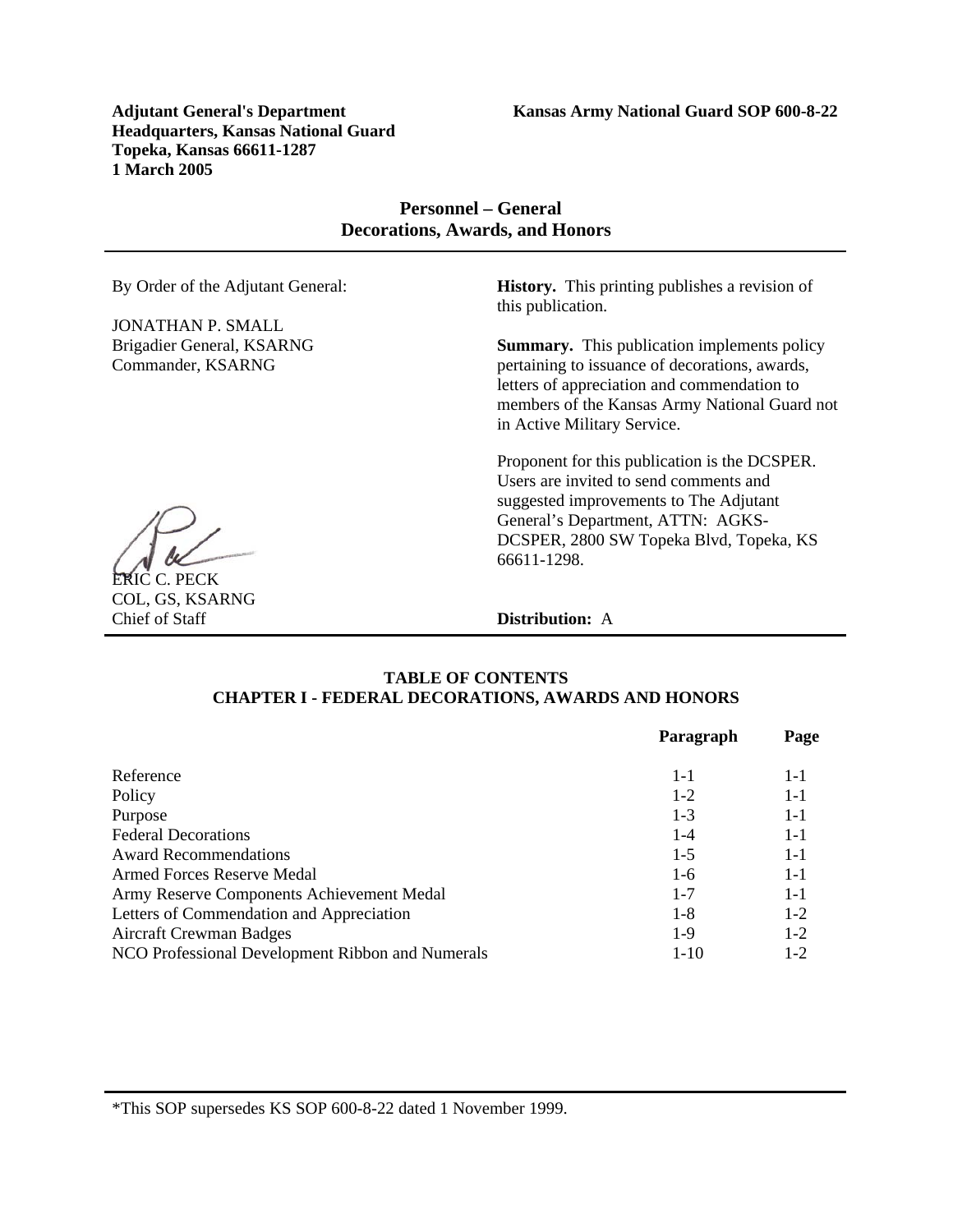**Adjutant General's Department**
**Headquarters, Kansas National Guard**
**Topeka, Kansas 66611-1287**
**1 March 2005**

**Kansas Army National Guard SOP 600-8-22**

## Personnel – General
## Decorations, Awards, and Honors

---

By Order of the Adjutant General:

JONATHAN P. SMALL
Brigadier General, KSARNG
Commander, KSARNG

ERIC C. PECK
COL, GS, KSARNG
Chief of Staff

**History.** This printing publishes a revision of this publication.

**Summary.** This publication implements policy pertaining to issuance of decorations, awards, letters of appreciation and commendation to members of the Kansas Army National Guard not in Active Military Service.

Proponent for this publication is the DCSPER. Users are invited to send comments and suggested improvements to The Adjutant General's Department, ATTN: AGKS-DCSPER, 2800 SW Topeka Blvd, Topeka, KS 66611-1298.

**Distribution:** A

---

### TABLE OF CONTENTS
### CHAPTER I - FEDERAL DECORATIONS, AWARDS AND HONORS

| | Paragraph | Page |
|---|---|---|
| Reference | 1-1 | 1-1 |
| Policy | 1-2 | 1-1 |
| Purpose | 1-3 | 1-1 |
| Federal Decorations | 1-4 | 1-1 |
| Award Recommendations | 1-5 | 1-1 |
| Armed Forces Reserve Medal | 1-6 | 1-1 |
| Army Reserve Components Achievement Medal | 1-7 | 1-1 |
| Letters of Commendation and Appreciation | 1-8 | 1-2 |
| Aircraft Crewman Badges | 1-9 | 1-2 |
| NCO Professional Development Ribbon and Numerals | 1-10 | 1-2 |

---

*This SOP supersedes KS SOP 600-8-22 dated 1 November 1999.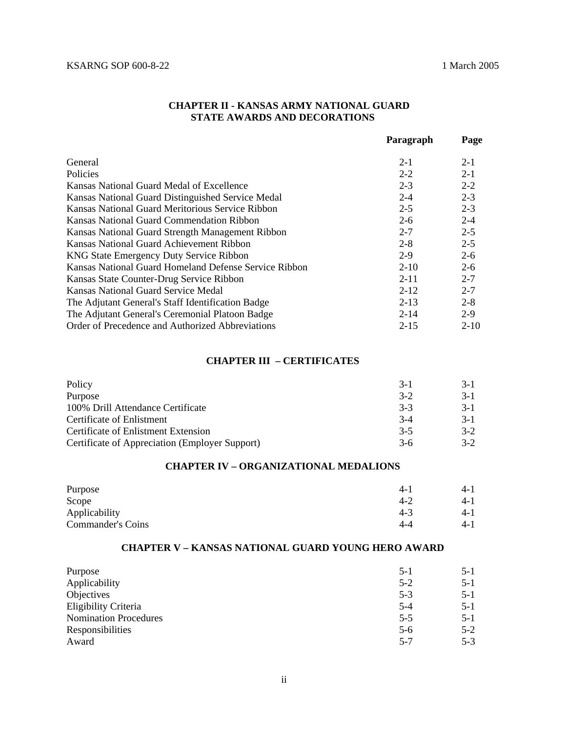## CHAPTER II - KANSAS ARMY NATIONAL GUARD STATE AWARDS AND DECORATIONS

| | Paragraph | Page |
|---|---|---|
| General | 2-1 | 2-1 |
| Policies | 2-2 | 2-1 |
| Kansas National Guard Medal of Excellence | 2-3 | 2-2 |
| Kansas National Guard Distinguished Service Medal | 2-4 | 2-3 |
| Kansas National Guard Meritorious Service Ribbon | 2-5 | 2-3 |
| Kansas National Guard Commendation Ribbon | 2-6 | 2-4 |
| Kansas National Guard Strength Management Ribbon | 2-7 | 2-5 |
| Kansas National Guard Achievement Ribbon | 2-8 | 2-5 |
| KNG State Emergency Duty Service Ribbon | 2-9 | 2-6 |
| Kansas National Guard Homeland Defense Service Ribbon | 2-10 | 2-6 |
| Kansas State Counter-Drug Service Ribbon | 2-11 | 2-7 |
| Kansas National Guard Service Medal | 2-12 | 2-7 |
| The Adjutant General's Staff Identification Badge | 2-13 | 2-8 |
| The Adjutant General's Ceremonial Platoon Badge | 2-14 | 2-9 |
| Order of Precedence and Authorized Abbreviations | 2-15 | 2-10 |

## CHAPTER III – CERTIFICATES

| | | |
|---|---|---|
| Policy | 3-1 | 3-1 |
| Purpose | 3-2 | 3-1 |
| 100% Drill Attendance Certificate | 3-3 | 3-1 |
| Certificate of Enlistment | 3-4 | 3-1 |
| Certificate of Enlistment Extension | 3-5 | 3-2 |
| Certificate of Appreciation (Employer Support) | 3-6 | 3-2 |

## CHAPTER IV – ORGANIZATIONAL MEDALIONS

| | | |
|---|---|---|
| Purpose | 4-1 | 4-1 |
| Scope | 4-2 | 4-1 |
| Applicability | 4-3 | 4-1 |
| Commander's Coins | 4-4 | 4-1 |

## CHAPTER V – KANSAS NATIONAL GUARD YOUNG HERO AWARD

| | | |
|---|---|---|
| Purpose | 5-1 | 5-1 |
| Applicability | 5-2 | 5-1 |
| Objectives | 5-3 | 5-1 |
| Eligibility Criteria | 5-4 | 5-1 |
| Nomination Procedures | 5-5 | 5-1 |
| Responsibilities | 5-6 | 5-2 |
| Award | 5-7 | 5-3 |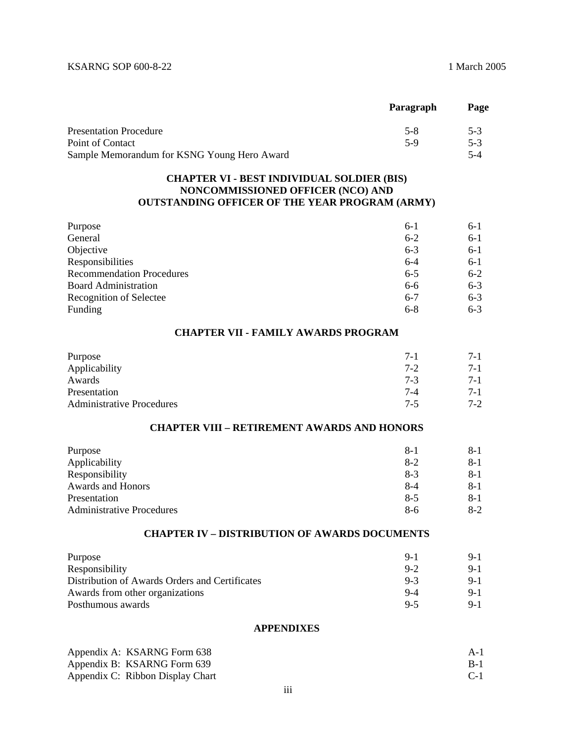| | Paragraph | Page |
|---|---|---|
| Presentation Procedure | 5-8 | 5-3 |
| Point of Contact | 5-9 | 5-3 |
| Sample Memorandum for KSNG Young Hero Award | | 5-4 |

## CHAPTER VI - BEST INDIVIDUAL SOLDIER (BIS) NONCOMMISSIONED OFFICER (NCO) AND OUTSTANDING OFFICER OF THE YEAR PROGRAM (ARMY)

| | | |
|---|---|---|
| Purpose | 6-1 | 6-1 |
| General | 6-2 | 6-1 |
| Objective | 6-3 | 6-1 |
| Responsibilities | 6-4 | 6-1 |
| Recommendation Procedures | 6-5 | 6-2 |
| Board Administration | 6-6 | 6-3 |
| Recognition of Selectee | 6-7 | 6-3 |
| Funding | 6-8 | 6-3 |

## CHAPTER VII - FAMILY AWARDS PROGRAM

| | | |
|---|---|---|
| Purpose | 7-1 | 7-1 |
| Applicability | 7-2 | 7-1 |
| Awards | 7-3 | 7-1 |
| Presentation | 7-4 | 7-1 |
| Administrative Procedures | 7-5 | 7-2 |

## CHAPTER VIII – RETIREMENT AWARDS AND HONORS

| | | |
|---|---|---|
| Purpose | 8-1 | 8-1 |
| Applicability | 8-2 | 8-1 |
| Responsibility | 8-3 | 8-1 |
| Awards and Honors | 8-4 | 8-1 |
| Presentation | 8-5 | 8-1 |
| Administrative Procedures | 8-6 | 8-2 |

## CHAPTER IV – DISTRIBUTION OF AWARDS DOCUMENTS

| | | |
|---|---|---|
| Purpose | 9-1 | 9-1 |
| Responsibility | 9-2 | 9-1 |
| Distribution of Awards Orders and Certificates | 9-3 | 9-1 |
| Awards from other organizations | 9-4 | 9-1 |
| Posthumous awards | 9-5 | 9-1 |

## APPENDIXES

| | |
|---|---|
| Appendix A: KSARNG Form 638 | A-1 |
| Appendix B: KSARNG Form 639 | B-1 |
| Appendix C: Ribbon Display Chart | C-1 |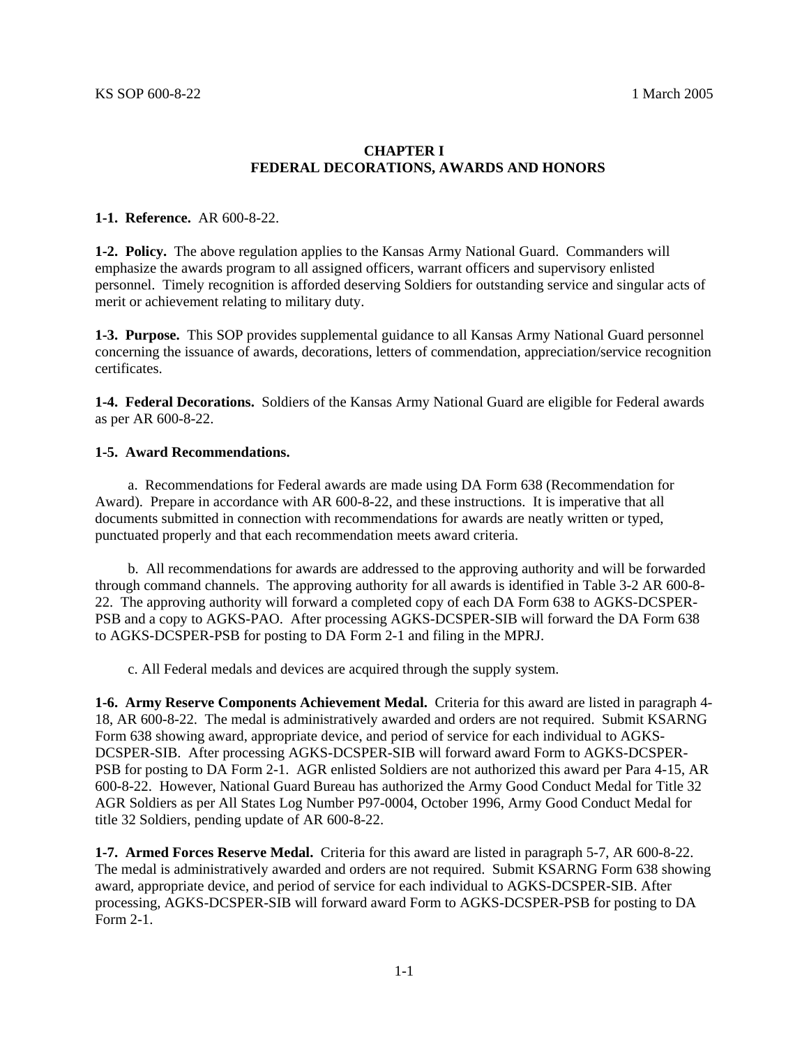# CHAPTER I
# FEDERAL DECORATIONS, AWARDS AND HONORS

**1-1. Reference.** AR 600-8-22.

**1-2. Policy.** The above regulation applies to the Kansas Army National Guard. Commanders will emphasize the awards program to all assigned officers, warrant officers and supervisory enlisted personnel. Timely recognition is afforded deserving Soldiers for outstanding service and singular acts of merit or achievement relating to military duty.

**1-3. Purpose.** This SOP provides supplemental guidance to all Kansas Army National Guard personnel concerning the issuance of awards, decorations, letters of commendation, appreciation/service recognition certificates.

**1-4. Federal Decorations.** Soldiers of the Kansas Army National Guard are eligible for Federal awards as per AR 600-8-22.

**1-5. Award Recommendations.**

a. Recommendations for Federal awards are made using DA Form 638 (Recommendation for Award). Prepare in accordance with AR 600-8-22, and these instructions. It is imperative that all documents submitted in connection with recommendations for awards are neatly written or typed, punctuated properly and that each recommendation meets award criteria.

b. All recommendations for awards are addressed to the approving authority and will be forwarded through command channels. The approving authority for all awards is identified in Table 3-2 AR 600-8-22. The approving authority will forward a completed copy of each DA Form 638 to AGKS-DCSPER-PSB and a copy to AGKS-PAO. After processing AGKS-DCSPER-SIB will forward the DA Form 638 to AGKS-DCSPER-PSB for posting to DA Form 2-1 and filing in the MPRJ.

c. All Federal medals and devices are acquired through the supply system.

**1-6. Army Reserve Components Achievement Medal.** Criteria for this award are listed in paragraph 4-18, AR 600-8-22. The medal is administratively awarded and orders are not required. Submit KSARNG Form 638 showing award, appropriate device, and period of service for each individual to AGKS-DCSPER-SIB. After processing AGKS-DCSPER-SIB will forward award Form to AGKS-DCSPER-PSB for posting to DA Form 2-1. AGR enlisted Soldiers are not authorized this award per Para 4-15, AR 600-8-22. However, National Guard Bureau has authorized the Army Good Conduct Medal for Title 32 AGR Soldiers as per All States Log Number P97-0004, October 1996, Army Good Conduct Medal for title 32 Soldiers, pending update of AR 600-8-22.

**1-7. Armed Forces Reserve Medal.** Criteria for this award are listed in paragraph 5-7, AR 600-8-22. The medal is administratively awarded and orders are not required. Submit KSARNG Form 638 showing award, appropriate device, and period of service for each individual to AGKS-DCSPER-SIB. After processing, AGKS-DCSPER-SIB will forward award Form to AGKS-DCSPER-PSB for posting to DA Form 2-1.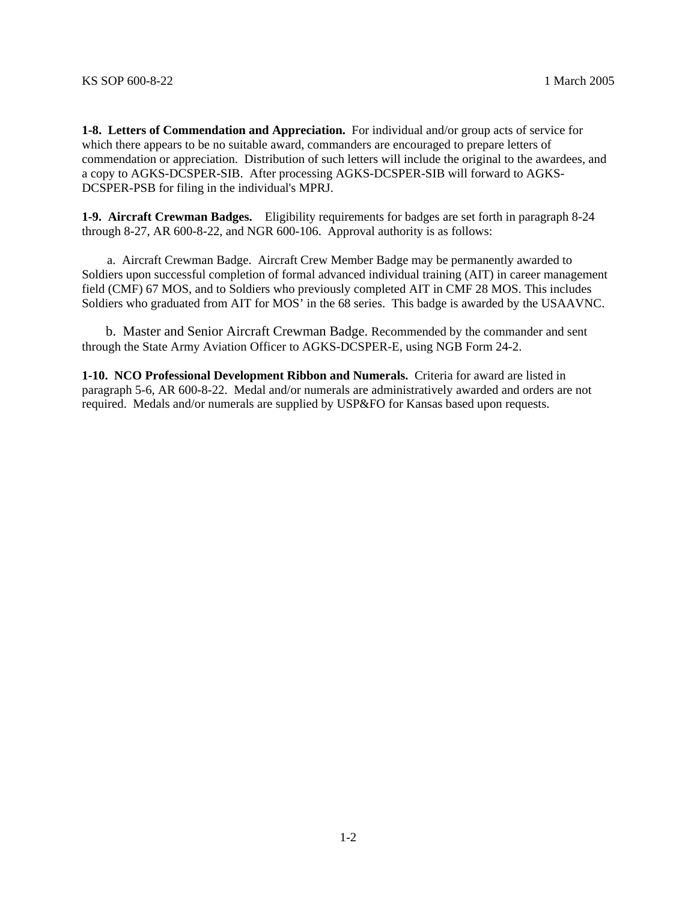**1-8. Letters of Commendation and Appreciation.** For individual and/or group acts of service for which there appears to be no suitable award, commanders are encouraged to prepare letters of commendation or appreciation. Distribution of such letters will include the original to the awardees, and a copy to AGKS-DCSPER-SIB. After processing AGKS-DCSPER-SIB will forward to AGKS-DCSPER-PSB for filing in the individual's MPRJ.

**1-9. Aircraft Crewman Badges.** Eligibility requirements for badges are set forth in paragraph 8-24 through 8-27, AR 600-8-22, and NGR 600-106. Approval authority is as follows:

a. Aircraft Crewman Badge. Aircraft Crew Member Badge may be permanently awarded to Soldiers upon successful completion of formal advanced individual training (AIT) in career management field (CMF) 67 MOS, and to Soldiers who previously completed AIT in CMF 28 MOS. This includes Soldiers who graduated from AIT for MOS' in the 68 series. This badge is awarded by the USAAVNC.

b. Master and Senior Aircraft Crewman Badge. Recommended by the commander and sent through the State Army Aviation Officer to AGKS-DCSPER-E, using NGB Form 24-2.

**1-10. NCO Professional Development Ribbon and Numerals.** Criteria for award are listed in paragraph 5-6, AR 600-8-22. Medal and/or numerals are administratively awarded and orders are not required. Medals and/or numerals are supplied by USP&FO for Kansas based upon requests.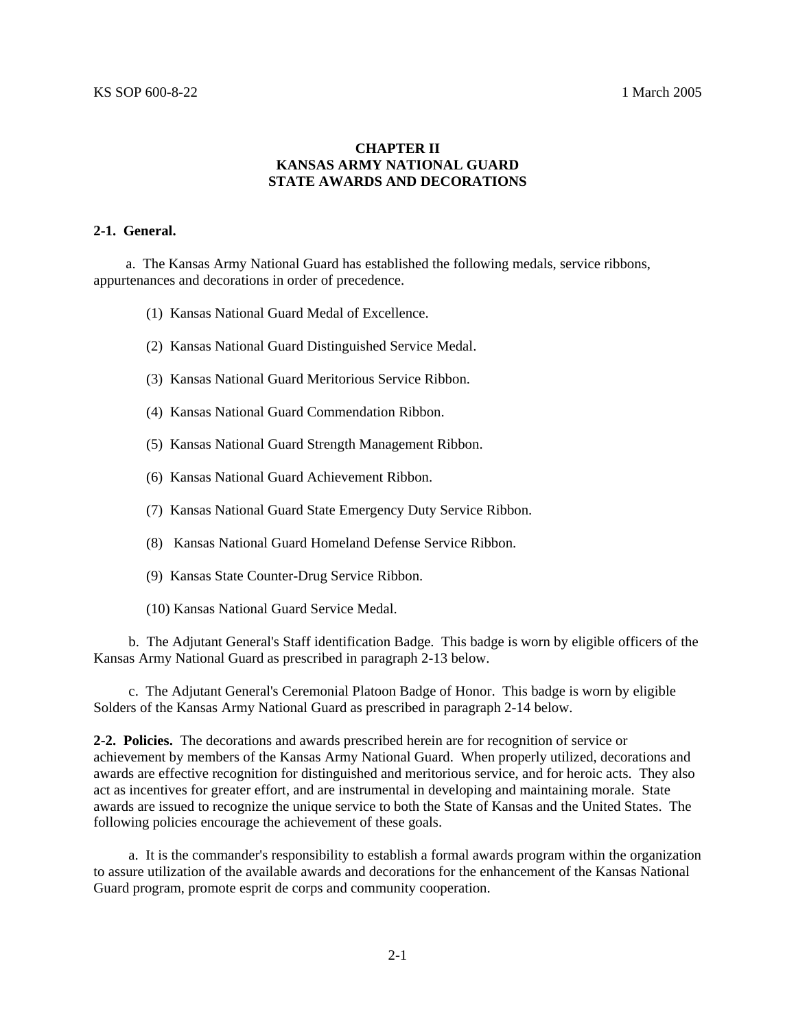# CHAPTER II
# KANSAS ARMY NATIONAL GUARD
# STATE AWARDS AND DECORATIONS

**2-1. General.**

a. The Kansas Army National Guard has established the following medals, service ribbons, appurtenances and decorations in order of precedence.

(1) Kansas National Guard Medal of Excellence.

(2) Kansas National Guard Distinguished Service Medal.

(3) Kansas National Guard Meritorious Service Ribbon.

(4) Kansas National Guard Commendation Ribbon.

(5) Kansas National Guard Strength Management Ribbon.

(6) Kansas National Guard Achievement Ribbon.

(7) Kansas National Guard State Emergency Duty Service Ribbon.

(8) Kansas National Guard Homeland Defense Service Ribbon.

(9) Kansas State Counter-Drug Service Ribbon.

(10) Kansas National Guard Service Medal.

b. The Adjutant General's Staff identification Badge. This badge is worn by eligible officers of the Kansas Army National Guard as prescribed in paragraph 2-13 below.

c. The Adjutant General's Ceremonial Platoon Badge of Honor. This badge is worn by eligible Solders of the Kansas Army National Guard as prescribed in paragraph 2-14 below.

**2-2. Policies.** The decorations and awards prescribed herein are for recognition of service or achievement by members of the Kansas Army National Guard. When properly utilized, decorations and awards are effective recognition for distinguished and meritorious service, and for heroic acts. They also act as incentives for greater effort, and are instrumental in developing and maintaining morale. State awards are issued to recognize the unique service to both the State of Kansas and the United States. The following policies encourage the achievement of these goals.

a. It is the commander's responsibility to establish a formal awards program within the organization to assure utilization of the available awards and decorations for the enhancement of the Kansas National Guard program, promote esprit de corps and community cooperation.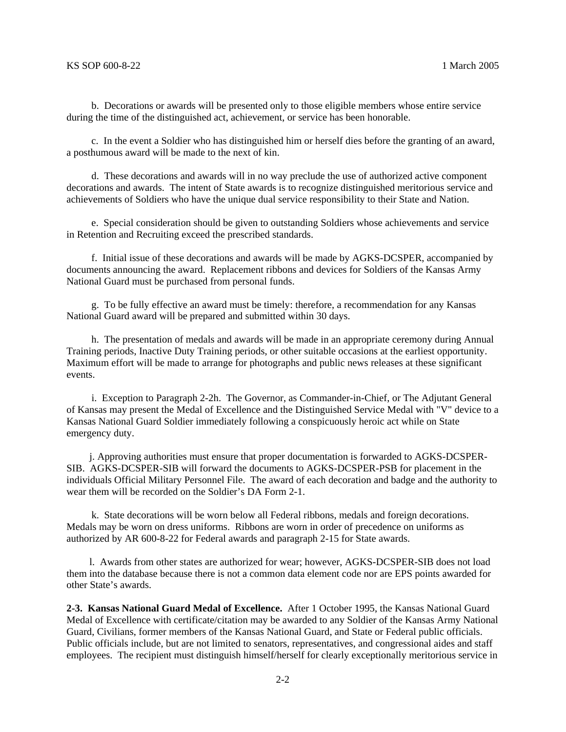b. Decorations or awards will be presented only to those eligible members whose entire service during the time of the distinguished act, achievement, or service has been honorable.

c. In the event a Soldier who has distinguished him or herself dies before the granting of an award, a posthumous award will be made to the next of kin.

d. These decorations and awards will in no way preclude the use of authorized active component decorations and awards. The intent of State awards is to recognize distinguished meritorious service and achievements of Soldiers who have the unique dual service responsibility to their State and Nation.

e. Special consideration should be given to outstanding Soldiers whose achievements and service in Retention and Recruiting exceed the prescribed standards.

f. Initial issue of these decorations and awards will be made by AGKS-DCSPER, accompanied by documents announcing the award. Replacement ribbons and devices for Soldiers of the Kansas Army National Guard must be purchased from personal funds.

g. To be fully effective an award must be timely: therefore, a recommendation for any Kansas National Guard award will be prepared and submitted within 30 days.

h. The presentation of medals and awards will be made in an appropriate ceremony during Annual Training periods, Inactive Duty Training periods, or other suitable occasions at the earliest opportunity. Maximum effort will be made to arrange for photographs and public news releases at these significant events.

i. Exception to Paragraph 2-2h. The Governor, as Commander-in-Chief, or The Adjutant General of Kansas may present the Medal of Excellence and the Distinguished Service Medal with "V" device to a Kansas National Guard Soldier immediately following a conspicuously heroic act while on State emergency duty.

j. Approving authorities must ensure that proper documentation is forwarded to AGKS-DCSPER-SIB. AGKS-DCSPER-SIB will forward the documents to AGKS-DCSPER-PSB for placement in the individuals Official Military Personnel File. The award of each decoration and badge and the authority to wear them will be recorded on the Soldier's DA Form 2-1.

k. State decorations will be worn below all Federal ribbons, medals and foreign decorations. Medals may be worn on dress uniforms. Ribbons are worn in order of precedence on uniforms as authorized by AR 600-8-22 for Federal awards and paragraph 2-15 for State awards.

l. Awards from other states are authorized for wear; however, AGKS-DCSPER-SIB does not load them into the database because there is not a common data element code nor are EPS points awarded for other State's awards.

**2-3. Kansas National Guard Medal of Excellence.** After 1 October 1995, the Kansas National Guard Medal of Excellence with certificate/citation may be awarded to any Soldier of the Kansas Army National Guard, Civilians, former members of the Kansas National Guard, and State or Federal public officials. Public officials include, but are not limited to senators, representatives, and congressional aides and staff employees. The recipient must distinguish himself/herself for clearly exceptionally meritorious service in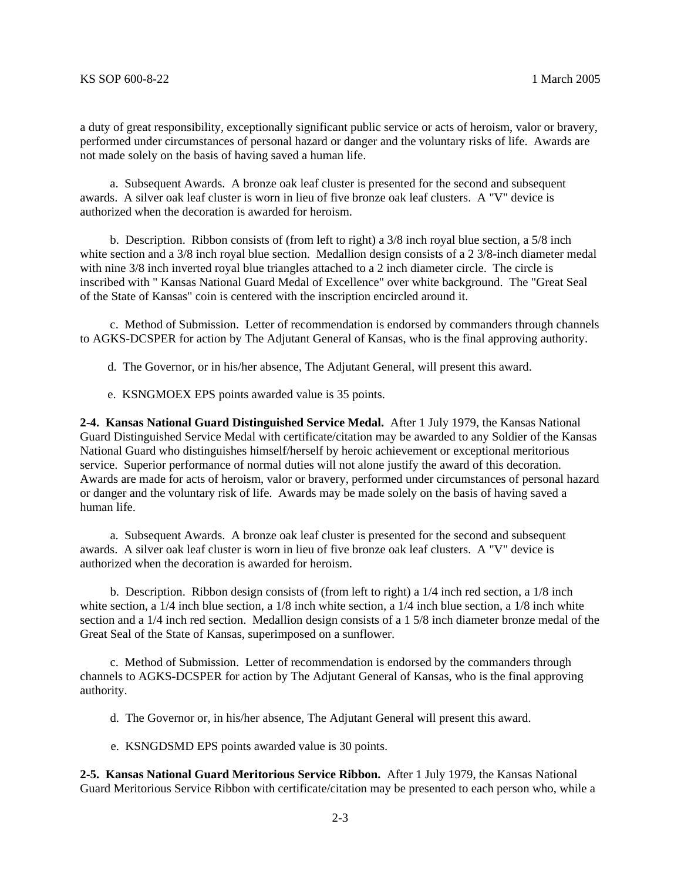a duty of great responsibility, exceptionally significant public service or acts of heroism, valor or bravery, performed under circumstances of personal hazard or danger and the voluntary risks of life. Awards are not made solely on the basis of having saved a human life.

a. Subsequent Awards. A bronze oak leaf cluster is presented for the second and subsequent awards. A silver oak leaf cluster is worn in lieu of five bronze oak leaf clusters. A "V" device is authorized when the decoration is awarded for heroism.

b. Description. Ribbon consists of (from left to right) a 3/8 inch royal blue section, a 5/8 inch white section and a 3/8 inch royal blue section. Medallion design consists of a 2 3/8-inch diameter medal with nine 3/8 inch inverted royal blue triangles attached to a 2 inch diameter circle. The circle is inscribed with " Kansas National Guard Medal of Excellence" over white background. The "Great Seal of the State of Kansas" coin is centered with the inscription encircled around it.

c. Method of Submission. Letter of recommendation is endorsed by commanders through channels to AGKS-DCSPER for action by The Adjutant General of Kansas, who is the final approving authority.

d. The Governor, or in his/her absence, The Adjutant General, will present this award.

e. KSNGMOEX EPS points awarded value is 35 points.

**2-4. Kansas National Guard Distinguished Service Medal.** After 1 July 1979, the Kansas National Guard Distinguished Service Medal with certificate/citation may be awarded to any Soldier of the Kansas National Guard who distinguishes himself/herself by heroic achievement or exceptional meritorious service. Superior performance of normal duties will not alone justify the award of this decoration. Awards are made for acts of heroism, valor or bravery, performed under circumstances of personal hazard or danger and the voluntary risk of life. Awards may be made solely on the basis of having saved a human life.

a. Subsequent Awards. A bronze oak leaf cluster is presented for the second and subsequent awards. A silver oak leaf cluster is worn in lieu of five bronze oak leaf clusters. A "V" device is authorized when the decoration is awarded for heroism.

b. Description. Ribbon design consists of (from left to right) a 1/4 inch red section, a 1/8 inch white section, a 1/4 inch blue section, a 1/8 inch white section, a 1/4 inch blue section, a 1/8 inch white section and a 1/4 inch red section. Medallion design consists of a 1 5/8 inch diameter bronze medal of the Great Seal of the State of Kansas, superimposed on a sunflower.

c. Method of Submission. Letter of recommendation is endorsed by the commanders through channels to AGKS-DCSPER for action by The Adjutant General of Kansas, who is the final approving authority.

d. The Governor or, in his/her absence, The Adjutant General will present this award.

e. KSNGDSMD EPS points awarded value is 30 points.

**2-5. Kansas National Guard Meritorious Service Ribbon.** After 1 July 1979, the Kansas National Guard Meritorious Service Ribbon with certificate/citation may be presented to each person who, while a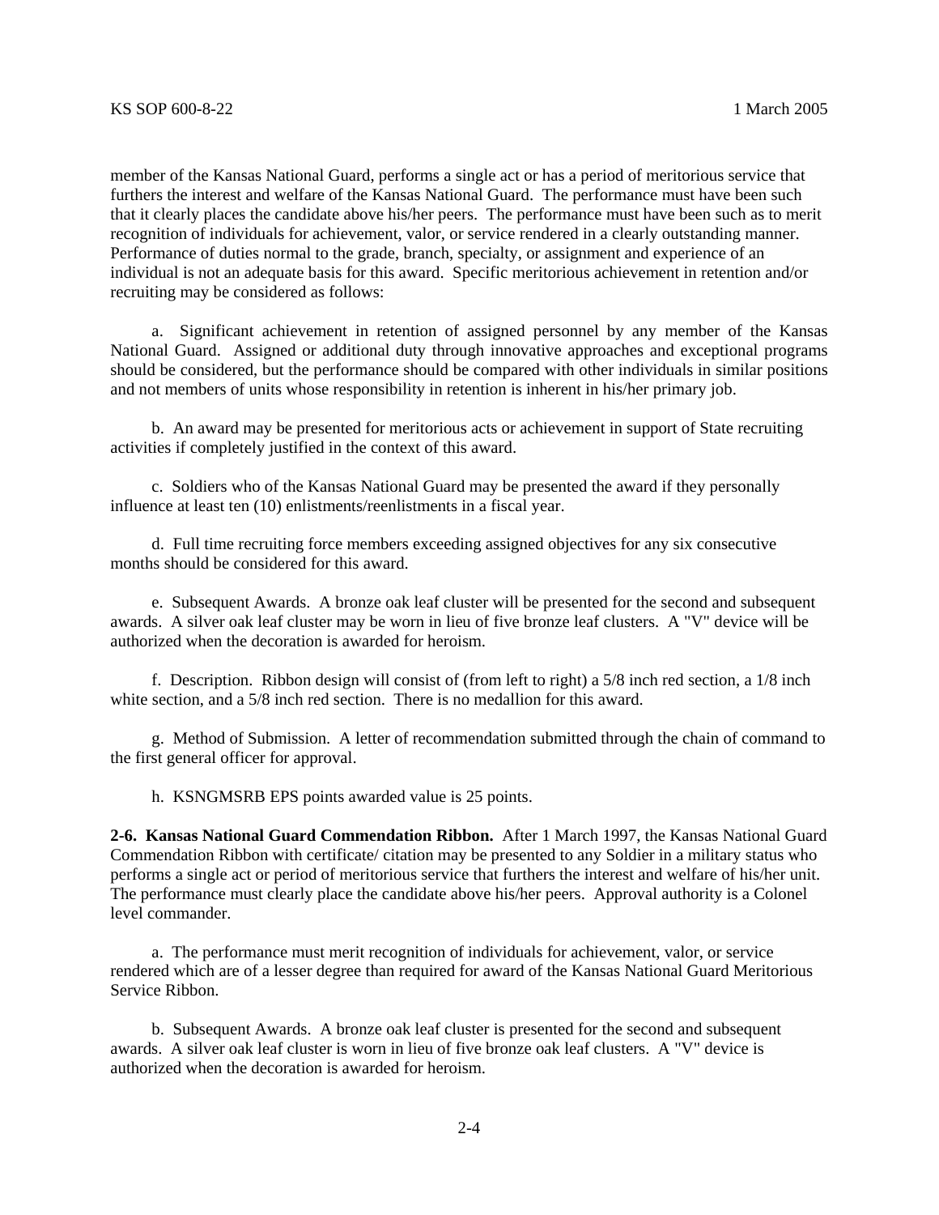member of the Kansas National Guard, performs a single act or has a period of meritorious service that furthers the interest and welfare of the Kansas National Guard. The performance must have been such that it clearly places the candidate above his/her peers. The performance must have been such as to merit recognition of individuals for achievement, valor, or service rendered in a clearly outstanding manner. Performance of duties normal to the grade, branch, specialty, or assignment and experience of an individual is not an adequate basis for this award. Specific meritorious achievement in retention and/or recruiting may be considered as follows:

a. Significant achievement in retention of assigned personnel by any member of the Kansas National Guard. Assigned or additional duty through innovative approaches and exceptional programs should be considered, but the performance should be compared with other individuals in similar positions and not members of units whose responsibility in retention is inherent in his/her primary job.

b. An award may be presented for meritorious acts or achievement in support of State recruiting activities if completely justified in the context of this award.

c. Soldiers who of the Kansas National Guard may be presented the award if they personally influence at least ten (10) enlistments/reenlistments in a fiscal year.

d. Full time recruiting force members exceeding assigned objectives for any six consecutive months should be considered for this award.

e. Subsequent Awards. A bronze oak leaf cluster will be presented for the second and subsequent awards. A silver oak leaf cluster may be worn in lieu of five bronze leaf clusters. A "V" device will be authorized when the decoration is awarded for heroism.

f. Description. Ribbon design will consist of (from left to right) a 5/8 inch red section, a 1/8 inch white section, and a 5/8 inch red section. There is no medallion for this award.

g. Method of Submission. A letter of recommendation submitted through the chain of command to the first general officer for approval.

h. KSNGMSRB EPS points awarded value is 25 points.

**2-6. Kansas National Guard Commendation Ribbon.** After 1 March 1997, the Kansas National Guard Commendation Ribbon with certificate/ citation may be presented to any Soldier in a military status who performs a single act or period of meritorious service that furthers the interest and welfare of his/her unit. The performance must clearly place the candidate above his/her peers. Approval authority is a Colonel level commander.

a. The performance must merit recognition of individuals for achievement, valor, or service rendered which are of a lesser degree than required for award of the Kansas National Guard Meritorious Service Ribbon.

b. Subsequent Awards. A bronze oak leaf cluster is presented for the second and subsequent awards. A silver oak leaf cluster is worn in lieu of five bronze oak leaf clusters. A "V" device is authorized when the decoration is awarded for heroism.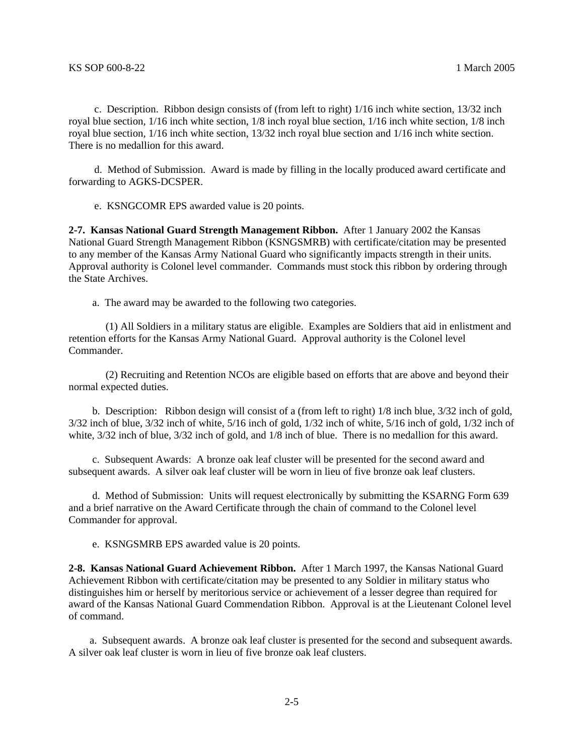c. Description. Ribbon design consists of (from left to right) 1/16 inch white section, 13/32 inch royal blue section, 1/16 inch white section, 1/8 inch royal blue section, 1/16 inch white section, 1/8 inch royal blue section, 1/16 inch white section, 13/32 inch royal blue section and 1/16 inch white section. There is no medallion for this award.

d. Method of Submission. Award is made by filling in the locally produced award certificate and forwarding to AGKS-DCSPER.

e. KSNGCOMR EPS awarded value is 20 points.

**2-7. Kansas National Guard Strength Management Ribbon.** After 1 January 2002 the Kansas National Guard Strength Management Ribbon (KSNGSMRB) with certificate/citation may be presented to any member of the Kansas Army National Guard who significantly impacts strength in their units. Approval authority is Colonel level commander. Commands must stock this ribbon by ordering through the State Archives.

a. The award may be awarded to the following two categories.

(1) All Soldiers in a military status are eligible. Examples are Soldiers that aid in enlistment and retention efforts for the Kansas Army National Guard. Approval authority is the Colonel level Commander.

(2) Recruiting and Retention NCOs are eligible based on efforts that are above and beyond their normal expected duties.

b. Description: Ribbon design will consist of a (from left to right) 1/8 inch blue, 3/32 inch of gold, 3/32 inch of blue, 3/32 inch of white, 5/16 inch of gold, 1/32 inch of white, 5/16 inch of gold, 1/32 inch of white, 3/32 inch of blue, 3/32 inch of gold, and 1/8 inch of blue. There is no medallion for this award.

c. Subsequent Awards: A bronze oak leaf cluster will be presented for the second award and subsequent awards. A silver oak leaf cluster will be worn in lieu of five bronze oak leaf clusters.

d. Method of Submission: Units will request electronically by submitting the KSARNG Form 639 and a brief narrative on the Award Certificate through the chain of command to the Colonel level Commander for approval.

e. KSNGSMRB EPS awarded value is 20 points.

**2-8. Kansas National Guard Achievement Ribbon.** After 1 March 1997, the Kansas National Guard Achievement Ribbon with certificate/citation may be presented to any Soldier in military status who distinguishes him or herself by meritorious service or achievement of a lesser degree than required for award of the Kansas National Guard Commendation Ribbon. Approval is at the Lieutenant Colonel level of command.

a. Subsequent awards. A bronze oak leaf cluster is presented for the second and subsequent awards. A silver oak leaf cluster is worn in lieu of five bronze oak leaf clusters.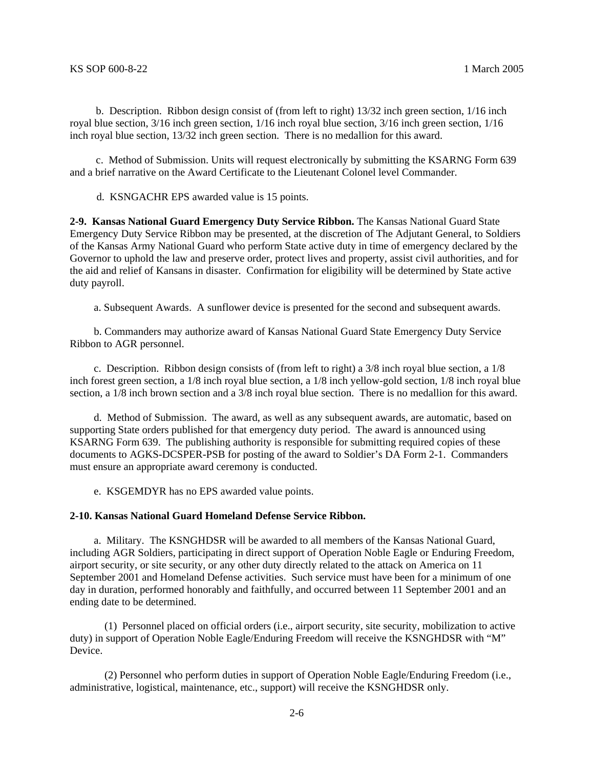b. Description. Ribbon design consist of (from left to right) 13/32 inch green section, 1/16 inch royal blue section, 3/16 inch green section, 1/16 inch royal blue section, 3/16 inch green section, 1/16 inch royal blue section, 13/32 inch green section. There is no medallion for this award.

c. Method of Submission. Units will request electronically by submitting the KSARNG Form 639 and a brief narrative on the Award Certificate to the Lieutenant Colonel level Commander.

d. KSNGACHR EPS awarded value is 15 points.

**2-9. Kansas National Guard Emergency Duty Service Ribbon.** The Kansas National Guard State Emergency Duty Service Ribbon may be presented, at the discretion of The Adjutant General, to Soldiers of the Kansas Army National Guard who perform State active duty in time of emergency declared by the Governor to uphold the law and preserve order, protect lives and property, assist civil authorities, and for the aid and relief of Kansans in disaster. Confirmation for eligibility will be determined by State active duty payroll.

a. Subsequent Awards. A sunflower device is presented for the second and subsequent awards.

b. Commanders may authorize award of Kansas National Guard State Emergency Duty Service Ribbon to AGR personnel.

c. Description. Ribbon design consists of (from left to right) a 3/8 inch royal blue section, a 1/8 inch forest green section, a 1/8 inch royal blue section, a 1/8 inch yellow-gold section, 1/8 inch royal blue section, a 1/8 inch brown section and a 3/8 inch royal blue section. There is no medallion for this award.

d. Method of Submission. The award, as well as any subsequent awards, are automatic, based on supporting State orders published for that emergency duty period. The award is announced using KSARNG Form 639. The publishing authority is responsible for submitting required copies of these documents to AGKS-DCSPER-PSB for posting of the award to Soldier's DA Form 2-1. Commanders must ensure an appropriate award ceremony is conducted.

e. KSGEMDYR has no EPS awarded value points.

**2-10. Kansas National Guard Homeland Defense Service Ribbon.**

a. Military. The KSNGHDSR will be awarded to all members of the Kansas National Guard, including AGR Soldiers, participating in direct support of Operation Noble Eagle or Enduring Freedom, airport security, or site security, or any other duty directly related to the attack on America on 11 September 2001 and Homeland Defense activities. Such service must have been for a minimum of one day in duration, performed honorably and faithfully, and occurred between 11 September 2001 and an ending date to be determined.

(1) Personnel placed on official orders (i.e., airport security, site security, mobilization to active duty) in support of Operation Noble Eagle/Enduring Freedom will receive the KSNGHDSR with "M" Device.

(2) Personnel who perform duties in support of Operation Noble Eagle/Enduring Freedom (i.e., administrative, logistical, maintenance, etc., support) will receive the KSNGHDSR only.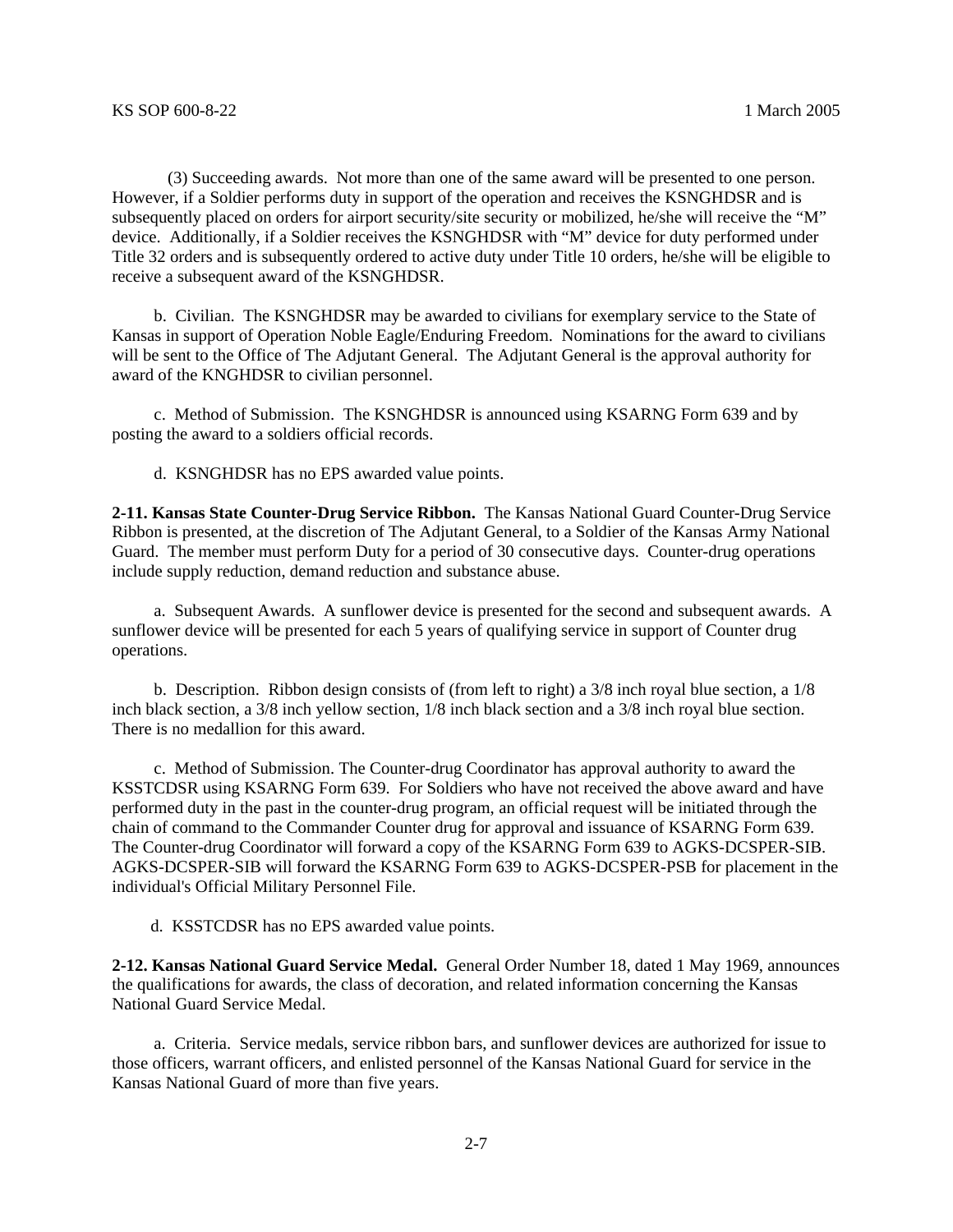(3) Succeeding awards. Not more than one of the same award will be presented to one person. However, if a Soldier performs duty in support of the operation and receives the KSNGHDSR and is subsequently placed on orders for airport security/site security or mobilized, he/she will receive the “M” device. Additionally, if a Soldier receives the KSNGHDSR with “M” device for duty performed under Title 32 orders and is subsequently ordered to active duty under Title 10 orders, he/she will be eligible to receive a subsequent award of the KSNGHDSR.

b. Civilian. The KSNGHDSR may be awarded to civilians for exemplary service to the State of Kansas in support of Operation Noble Eagle/Enduring Freedom. Nominations for the award to civilians will be sent to the Office of The Adjutant General. The Adjutant General is the approval authority for award of the KNGHDSR to civilian personnel.

c. Method of Submission. The KSNGHDSR is announced using KSARNG Form 639 and by posting the award to a soldiers official records.

d. KSNGHDSR has no EPS awarded value points.

**2-11. Kansas State Counter-Drug Service Ribbon.** The Kansas National Guard Counter-Drug Service Ribbon is presented, at the discretion of The Adjutant General, to a Soldier of the Kansas Army National Guard. The member must perform Duty for a period of 30 consecutive days. Counter-drug operations include supply reduction, demand reduction and substance abuse.

a. Subsequent Awards. A sunflower device is presented for the second and subsequent awards. A sunflower device will be presented for each 5 years of qualifying service in support of Counter drug operations.

b. Description. Ribbon design consists of (from left to right) a 3/8 inch royal blue section, a 1/8 inch black section, a 3/8 inch yellow section, 1/8 inch black section and a 3/8 inch royal blue section. There is no medallion for this award.

c. Method of Submission. The Counter-drug Coordinator has approval authority to award the KSSTCDSR using KSARNG Form 639. For Soldiers who have not received the above award and have performed duty in the past in the counter-drug program, an official request will be initiated through the chain of command to the Commander Counter drug for approval and issuance of KSARNG Form 639. The Counter-drug Coordinator will forward a copy of the KSARNG Form 639 to AGKS-DCSPER-SIB. AGKS-DCSPER-SIB will forward the KSARNG Form 639 to AGKS-DCSPER-PSB for placement in the individual's Official Military Personnel File.

d. KSSTCDSR has no EPS awarded value points.

**2-12. Kansas National Guard Service Medal.** General Order Number 18, dated 1 May 1969, announces the qualifications for awards, the class of decoration, and related information concerning the Kansas National Guard Service Medal.

a. Criteria. Service medals, service ribbon bars, and sunflower devices are authorized for issue to those officers, warrant officers, and enlisted personnel of the Kansas National Guard for service in the Kansas National Guard of more than five years.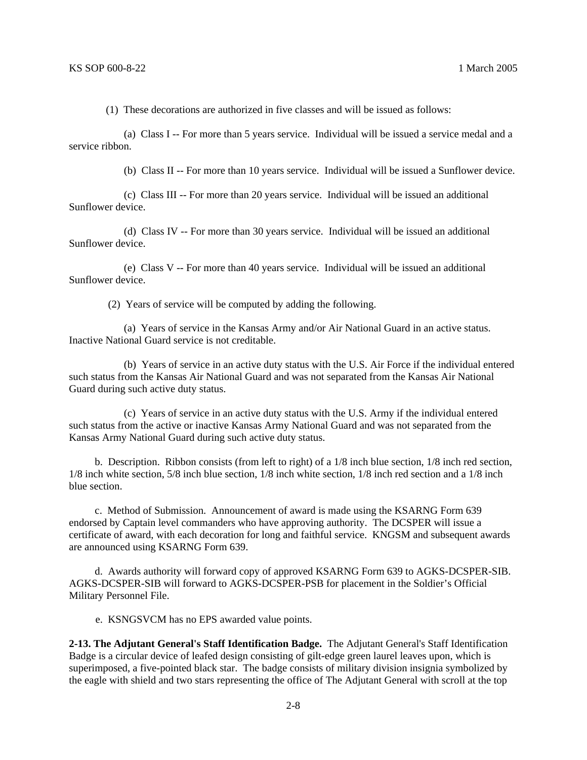(1) These decorations are authorized in five classes and will be issued as follows:

(a) Class I -- For more than 5 years service. Individual will be issued a service medal and a service ribbon.

(b) Class II -- For more than 10 years service. Individual will be issued a Sunflower device.

(c) Class III -- For more than 20 years service. Individual will be issued an additional Sunflower device.

(d) Class IV -- For more than 30 years service. Individual will be issued an additional Sunflower device.

(e) Class V -- For more than 40 years service. Individual will be issued an additional Sunflower device.

(2) Years of service will be computed by adding the following.

(a) Years of service in the Kansas Army and/or Air National Guard in an active status. Inactive National Guard service is not creditable.

(b) Years of service in an active duty status with the U.S. Air Force if the individual entered such status from the Kansas Air National Guard and was not separated from the Kansas Air National Guard during such active duty status.

(c) Years of service in an active duty status with the U.S. Army if the individual entered such status from the active or inactive Kansas Army National Guard and was not separated from the Kansas Army National Guard during such active duty status.

b. Description. Ribbon consists (from left to right) of a 1/8 inch blue section, 1/8 inch red section, 1/8 inch white section, 5/8 inch blue section, 1/8 inch white section, 1/8 inch red section and a 1/8 inch blue section.

c. Method of Submission. Announcement of award is made using the KSARNG Form 639 endorsed by Captain level commanders who have approving authority. The DCSPER will issue a certificate of award, with each decoration for long and faithful service. KNGSM and subsequent awards are announced using KSARNG Form 639.

d. Awards authority will forward copy of approved KSARNG Form 639 to AGKS-DCSPER-SIB. AGKS-DCSPER-SIB will forward to AGKS-DCSPER-PSB for placement in the Soldier's Official Military Personnel File.

e. KSNGSVCM has no EPS awarded value points.

**2-13. The Adjutant General's Staff Identification Badge.** The Adjutant General's Staff Identification Badge is a circular device of leafed design consisting of gilt-edge green laurel leaves upon, which is superimposed, a five-pointed black star. The badge consists of military division insignia symbolized by the eagle with shield and two stars representing the office of The Adjutant General with scroll at the top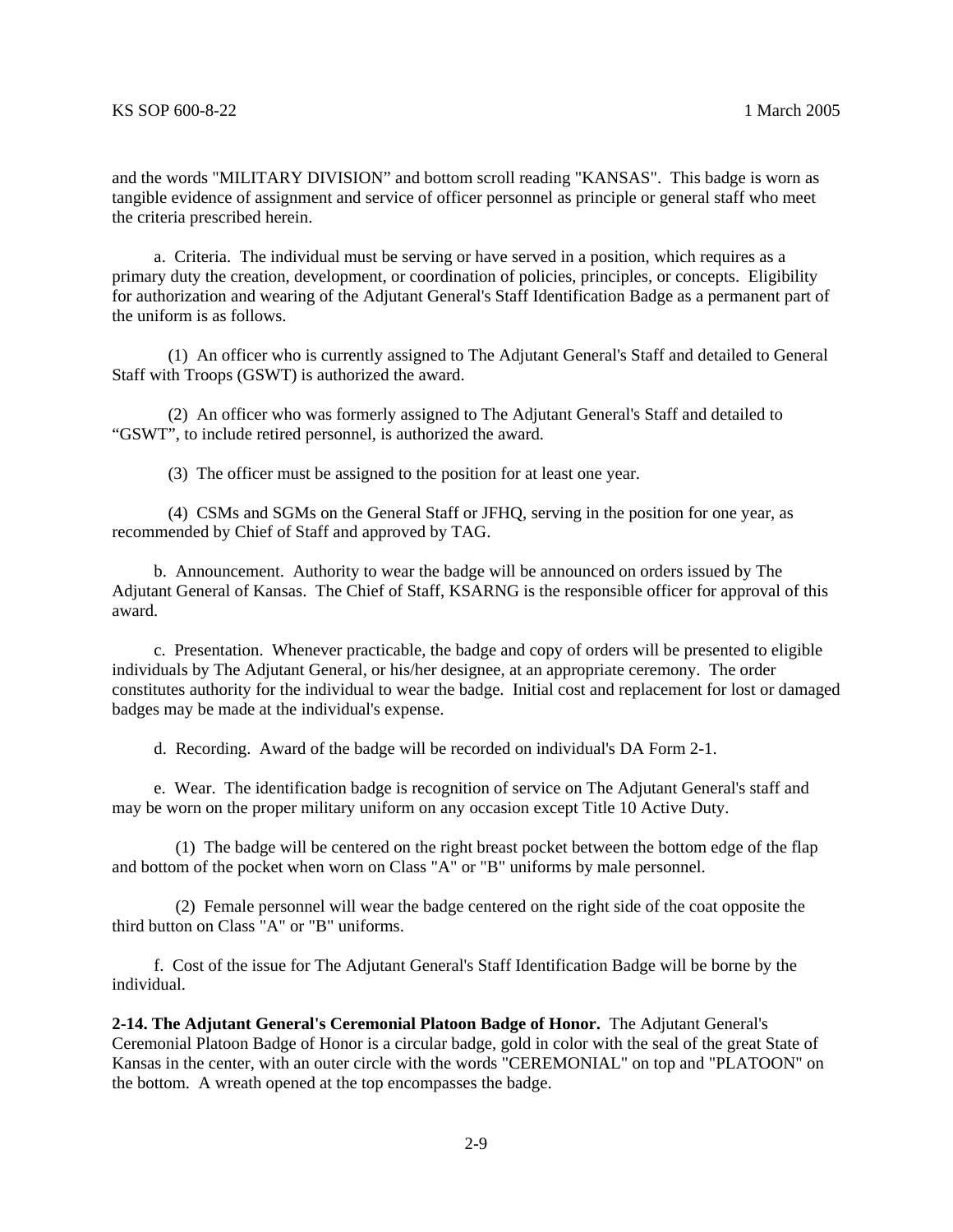and the words "MILITARY DIVISION" and bottom scroll reading "KANSAS". This badge is worn as tangible evidence of assignment and service of officer personnel as principle or general staff who meet the criteria prescribed herein.

a. Criteria. The individual must be serving or have served in a position, which requires as a primary duty the creation, development, or coordination of policies, principles, or concepts. Eligibility for authorization and wearing of the Adjutant General's Staff Identification Badge as a permanent part of the uniform is as follows.

(1) An officer who is currently assigned to The Adjutant General's Staff and detailed to General Staff with Troops (GSWT) is authorized the award.

(2) An officer who was formerly assigned to The Adjutant General's Staff and detailed to "GSWT", to include retired personnel, is authorized the award.

(3) The officer must be assigned to the position for at least one year.

(4) CSMs and SGMs on the General Staff or JFHQ, serving in the position for one year, as recommended by Chief of Staff and approved by TAG.

b. Announcement. Authority to wear the badge will be announced on orders issued by The Adjutant General of Kansas. The Chief of Staff, KSARNG is the responsible officer for approval of this award.

c. Presentation. Whenever practicable, the badge and copy of orders will be presented to eligible individuals by The Adjutant General, or his/her designee, at an appropriate ceremony. The order constitutes authority for the individual to wear the badge. Initial cost and replacement for lost or damaged badges may be made at the individual's expense.

d. Recording. Award of the badge will be recorded on individual's DA Form 2-1.

e. Wear. The identification badge is recognition of service on The Adjutant General's staff and may be worn on the proper military uniform on any occasion except Title 10 Active Duty.

(1) The badge will be centered on the right breast pocket between the bottom edge of the flap and bottom of the pocket when worn on Class "A" or "B" uniforms by male personnel.

(2) Female personnel will wear the badge centered on the right side of the coat opposite the third button on Class "A" or "B" uniforms.

f. Cost of the issue for The Adjutant General's Staff Identification Badge will be borne by the individual.

**2-14. The Adjutant General's Ceremonial Platoon Badge of Honor.** The Adjutant General's Ceremonial Platoon Badge of Honor is a circular badge, gold in color with the seal of the great State of Kansas in the center, with an outer circle with the words "CEREMONIAL" on top and "PLATOON" on the bottom. A wreath opened at the top encompasses the badge.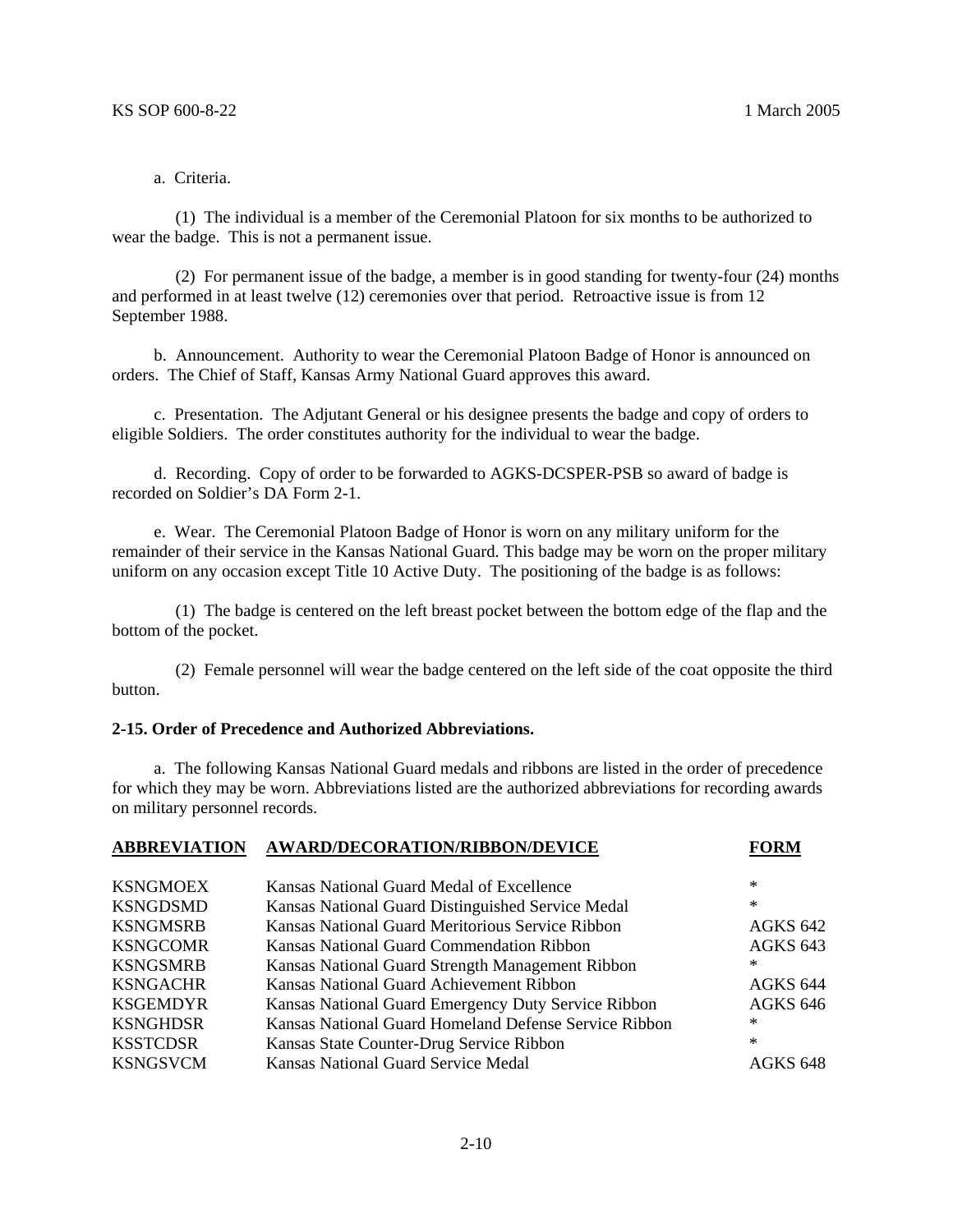a. Criteria.

(1) The individual is a member of the Ceremonial Platoon for six months to be authorized to wear the badge. This is not a permanent issue.

(2) For permanent issue of the badge, a member is in good standing for twenty-four (24) months and performed in at least twelve (12) ceremonies over that period. Retroactive issue is from 12 September 1988.

b. Announcement. Authority to wear the Ceremonial Platoon Badge of Honor is announced on orders. The Chief of Staff, Kansas Army National Guard approves this award.

c. Presentation. The Adjutant General or his designee presents the badge and copy of orders to eligible Soldiers. The order constitutes authority for the individual to wear the badge.

d. Recording. Copy of order to be forwarded to AGKS-DCSPER-PSB so award of badge is recorded on Soldier's DA Form 2-1.

e. Wear. The Ceremonial Platoon Badge of Honor is worn on any military uniform for the remainder of their service in the Kansas National Guard. This badge may be worn on the proper military uniform on any occasion except Title 10 Active Duty. The positioning of the badge is as follows:

(1) The badge is centered on the left breast pocket between the bottom edge of the flap and the bottom of the pocket.

(2) Female personnel will wear the badge centered on the left side of the coat opposite the third button.

**2-15. Order of Precedence and Authorized Abbreviations.**

a. The following Kansas National Guard medals and ribbons are listed in the order of precedence for which they may be worn. Abbreviations listed are the authorized abbreviations for recording awards on military personnel records.

| ABBREVIATION | AWARD/DECORATION/RIBBON/DEVICE | FORM |
|---|---|---|
| KSNGMOEX | Kansas National Guard Medal of Excellence | * |
| KSNGDSMD | Kansas National Guard Distinguished Service Medal | * |
| KSNGMSRB | Kansas National Guard Meritorious Service Ribbon | AGKS 642 |
| KSNGCOMR | Kansas National Guard Commendation Ribbon | AGKS 643 |
| KSNGSMRB | Kansas National Guard Strength Management Ribbon | * |
| KSNGACHR | Kansas National Guard Achievement Ribbon | AGKS 644 |
| KSGEMDYR | Kansas National Guard Emergency Duty Service Ribbon | AGKS 646 |
| KSNGHDSR | Kansas National Guard Homeland Defense Service Ribbon | * |
| KSSTCDSR | Kansas State Counter-Drug Service Ribbon | * |
| KSNGSVCM | Kansas National Guard Service Medal | AGKS 648 |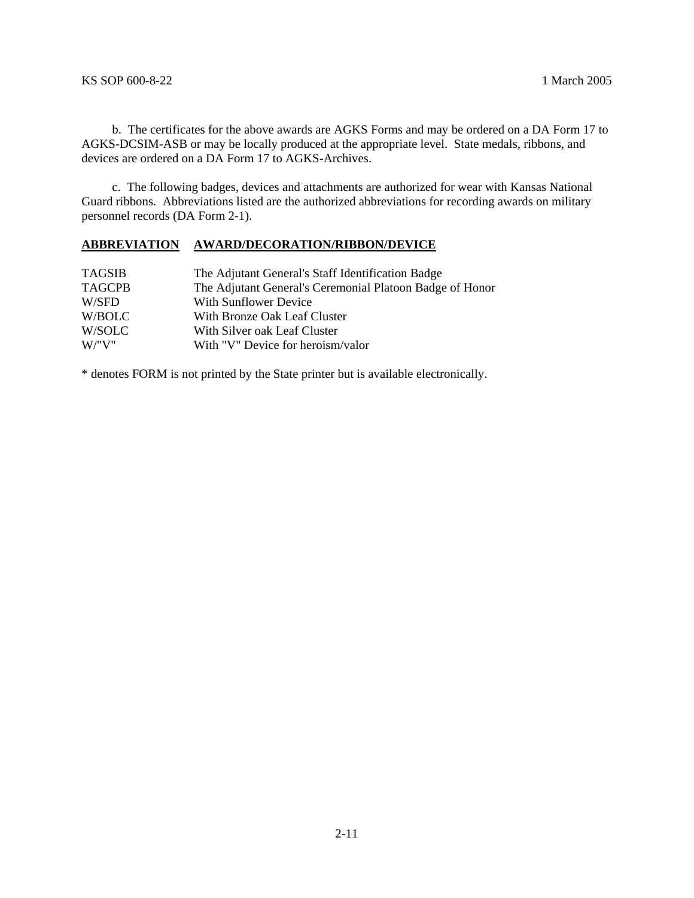b. The certificates for the above awards are AGKS Forms and may be ordered on a DA Form 17 to AGKS-DCSIM-ASB or may be locally produced at the appropriate level. State medals, ribbons, and devices are ordered on a DA Form 17 to AGKS-Archives.

c. The following badges, devices and attachments are authorized for wear with Kansas National Guard ribbons. Abbreviations listed are the authorized abbreviations for recording awards on military personnel records (DA Form 2-1).

| **ABBREVIATION** | **AWARD/DECORATION/RIBBON/DEVICE** |
|---|---|
| TAGSIB | The Adjutant General's Staff Identification Badge |
| TAGCPB | The Adjutant General's Ceremonial Platoon Badge of Honor |
| W/SFD | With Sunflower Device |
| W/BOLC | With Bronze Oak Leaf Cluster |
| W/SOLC | With Silver oak Leaf Cluster |
| W/"V" | With "V" Device for heroism/valor |

* denotes FORM is not printed by the State printer but is available electronically.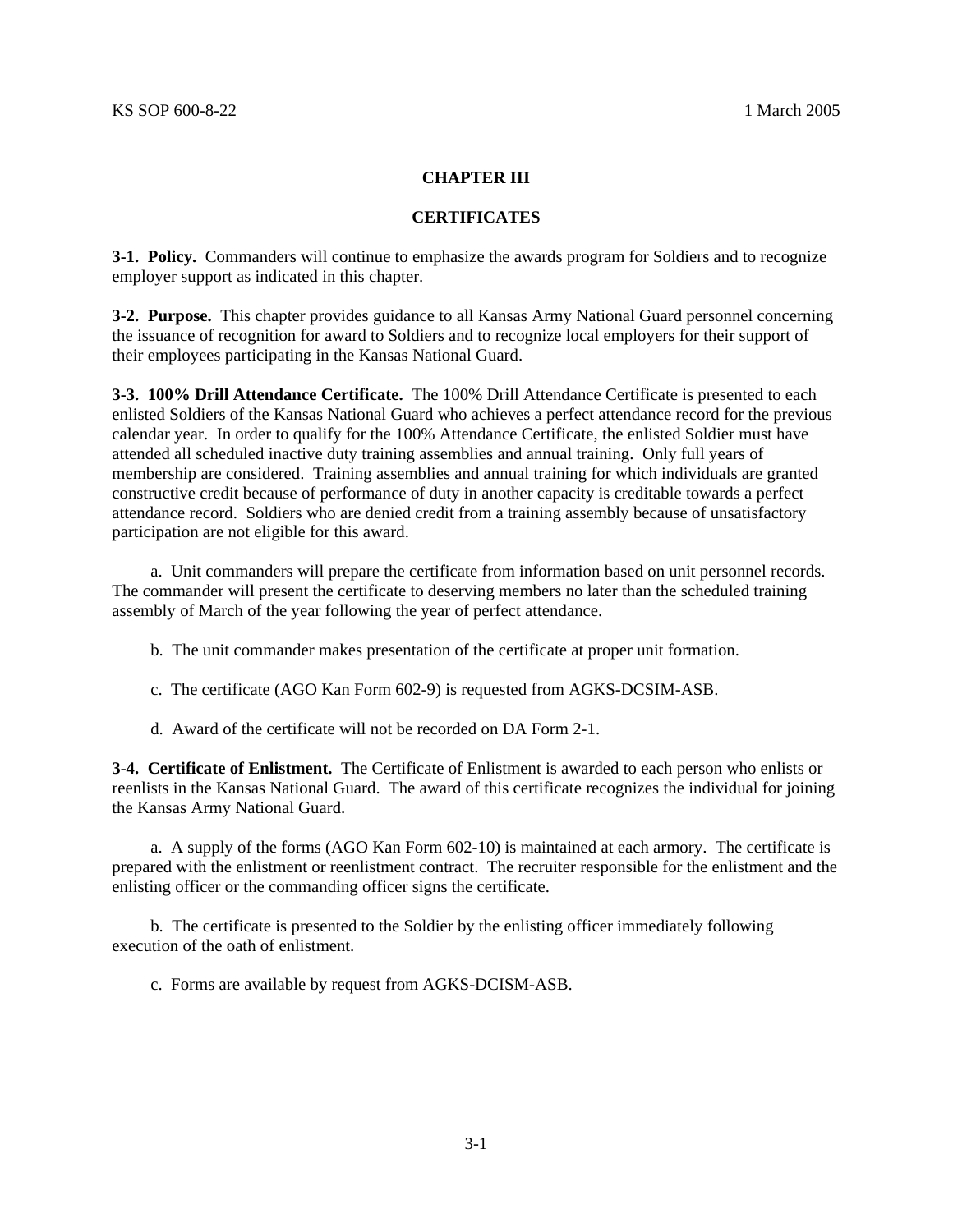# CHAPTER III

# CERTIFICATES

**3-1. Policy.** Commanders will continue to emphasize the awards program for Soldiers and to recognize employer support as indicated in this chapter.

**3-2. Purpose.** This chapter provides guidance to all Kansas Army National Guard personnel concerning the issuance of recognition for award to Soldiers and to recognize local employers for their support of their employees participating in the Kansas National Guard.

**3-3. 100% Drill Attendance Certificate.** The 100% Drill Attendance Certificate is presented to each enlisted Soldiers of the Kansas National Guard who achieves a perfect attendance record for the previous calendar year. In order to qualify for the 100% Attendance Certificate, the enlisted Soldier must have attended all scheduled inactive duty training assemblies and annual training. Only full years of membership are considered. Training assemblies and annual training for which individuals are granted constructive credit because of performance of duty in another capacity is creditable towards a perfect attendance record. Soldiers who are denied credit from a training assembly because of unsatisfactory participation are not eligible for this award.

a. Unit commanders will prepare the certificate from information based on unit personnel records. The commander will present the certificate to deserving members no later than the scheduled training assembly of March of the year following the year of perfect attendance.

b. The unit commander makes presentation of the certificate at proper unit formation.

c. The certificate (AGO Kan Form 602-9) is requested from AGKS-DCSIM-ASB.

d. Award of the certificate will not be recorded on DA Form 2-1.

**3-4. Certificate of Enlistment.** The Certificate of Enlistment is awarded to each person who enlists or reenlists in the Kansas National Guard. The award of this certificate recognizes the individual for joining the Kansas Army National Guard.

a. A supply of the forms (AGO Kan Form 602-10) is maintained at each armory. The certificate is prepared with the enlistment or reenlistment contract. The recruiter responsible for the enlistment and the enlisting officer or the commanding officer signs the certificate.

b. The certificate is presented to the Soldier by the enlisting officer immediately following execution of the oath of enlistment.

c. Forms are available by request from AGKS-DCISM-ASB.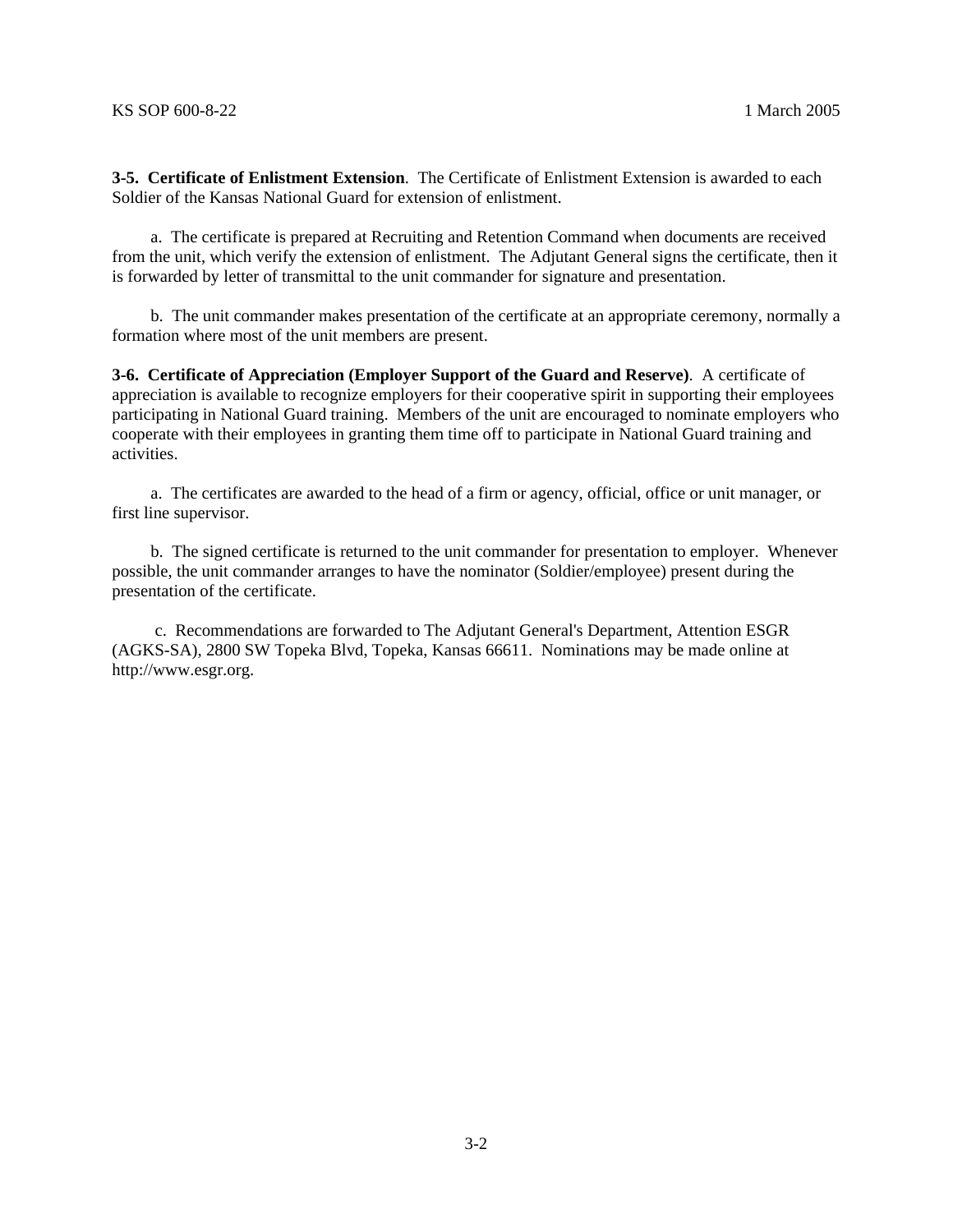**3-5. Certificate of Enlistment Extension**. The Certificate of Enlistment Extension is awarded to each Soldier of the Kansas National Guard for extension of enlistment.

a. The certificate is prepared at Recruiting and Retention Command when documents are received from the unit, which verify the extension of enlistment. The Adjutant General signs the certificate, then it is forwarded by letter of transmittal to the unit commander for signature and presentation.

b. The unit commander makes presentation of the certificate at an appropriate ceremony, normally a formation where most of the unit members are present.

**3-6. Certificate of Appreciation (Employer Support of the Guard and Reserve)**. A certificate of appreciation is available to recognize employers for their cooperative spirit in supporting their employees participating in National Guard training. Members of the unit are encouraged to nominate employers who cooperate with their employees in granting them time off to participate in National Guard training and activities.

a. The certificates are awarded to the head of a firm or agency, official, office or unit manager, or first line supervisor.

b. The signed certificate is returned to the unit commander for presentation to employer. Whenever possible, the unit commander arranges to have the nominator (Soldier/employee) present during the presentation of the certificate.

c. Recommendations are forwarded to The Adjutant General's Department, Attention ESGR (AGKS-SA), 2800 SW Topeka Blvd, Topeka, Kansas 66611. Nominations may be made online at http://www.esgr.org.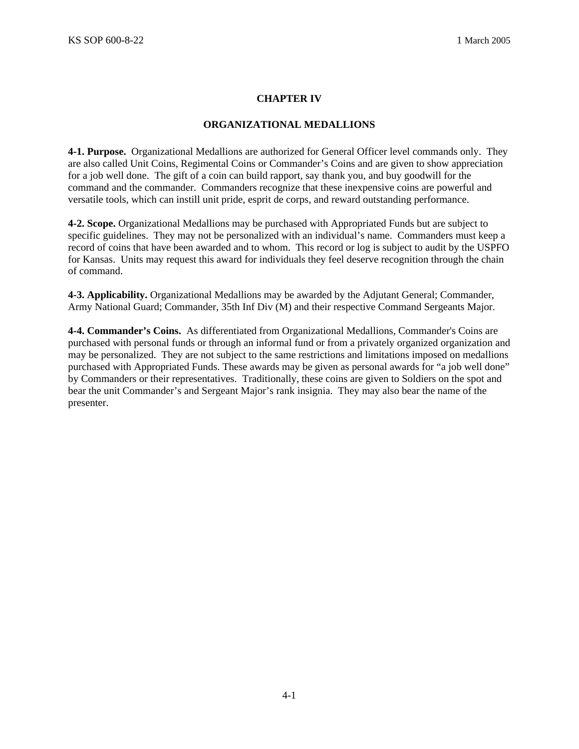# CHAPTER IV

## ORGANIZATIONAL MEDALLIONS

**4-1. Purpose.** Organizational Medallions are authorized for General Officer level commands only. They are also called Unit Coins, Regimental Coins or Commander's Coins and are given to show appreciation for a job well done. The gift of a coin can build rapport, say thank you, and buy goodwill for the command and the commander. Commanders recognize that these inexpensive coins are powerful and versatile tools, which can instill unit pride, esprit de corps, and reward outstanding performance.

**4-2. Scope.** Organizational Medallions may be purchased with Appropriated Funds but are subject to specific guidelines. They may not be personalized with an individual's name. Commanders must keep a record of coins that have been awarded and to whom. This record or log is subject to audit by the USPFO for Kansas. Units may request this award for individuals they feel deserve recognition through the chain of command.

**4-3. Applicability.** Organizational Medallions may be awarded by the Adjutant General; Commander, Army National Guard; Commander, 35th Inf Div (M) and their respective Command Sergeants Major.

**4-4. Commander's Coins.** As differentiated from Organizational Medallions, Commander's Coins are purchased with personal funds or through an informal fund or from a privately organized organization and may be personalized. They are not subject to the same restrictions and limitations imposed on medallions purchased with Appropriated Funds. These awards may be given as personal awards for "a job well done" by Commanders or their representatives. Traditionally, these coins are given to Soldiers on the spot and bear the unit Commander's and Sergeant Major's rank insignia. They may also bear the name of the presenter.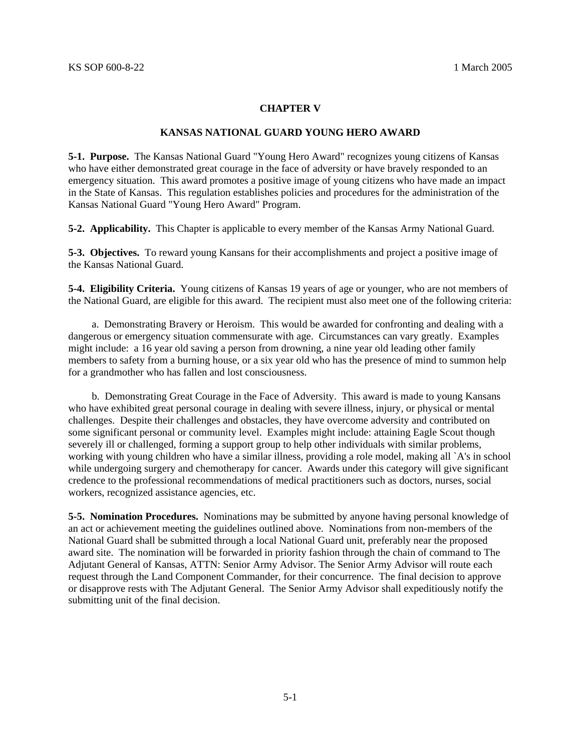# CHAPTER V

## KANSAS NATIONAL GUARD YOUNG HERO AWARD

**5-1. Purpose.** The Kansas National Guard "Young Hero Award" recognizes young citizens of Kansas who have either demonstrated great courage in the face of adversity or have bravely responded to an emergency situation. This award promotes a positive image of young citizens who have made an impact in the State of Kansas. This regulation establishes policies and procedures for the administration of the Kansas National Guard "Young Hero Award" Program.

**5-2. Applicability.** This Chapter is applicable to every member of the Kansas Army National Guard.

**5-3. Objectives.** To reward young Kansans for their accomplishments and project a positive image of the Kansas National Guard.

**5-4. Eligibility Criteria.** Young citizens of Kansas 19 years of age or younger, who are not members of the National Guard, are eligible for this award. The recipient must also meet one of the following criteria:

a. Demonstrating Bravery or Heroism. This would be awarded for confronting and dealing with a dangerous or emergency situation commensurate with age. Circumstances can vary greatly. Examples might include: a 16 year old saving a person from drowning, a nine year old leading other family members to safety from a burning house, or a six year old who has the presence of mind to summon help for a grandmother who has fallen and lost consciousness.

b. Demonstrating Great Courage in the Face of Adversity. This award is made to young Kansans who have exhibited great personal courage in dealing with severe illness, injury, or physical or mental challenges. Despite their challenges and obstacles, they have overcome adversity and contributed on some significant personal or community level. Examples might include: attaining Eagle Scout though severely ill or challenged, forming a support group to help other individuals with similar problems, working with young children who have a similar illness, providing a role model, making all `A's in school while undergoing surgery and chemotherapy for cancer. Awards under this category will give significant credence to the professional recommendations of medical practitioners such as doctors, nurses, social workers, recognized assistance agencies, etc.

**5-5. Nomination Procedures.** Nominations may be submitted by anyone having personal knowledge of an act or achievement meeting the guidelines outlined above. Nominations from non-members of the National Guard shall be submitted through a local National Guard unit, preferably near the proposed award site. The nomination will be forwarded in priority fashion through the chain of command to The Adjutant General of Kansas, ATTN: Senior Army Advisor. The Senior Army Advisor will route each request through the Land Component Commander, for their concurrence. The final decision to approve or disapprove rests with The Adjutant General. The Senior Army Advisor shall expeditiously notify the submitting unit of the final decision.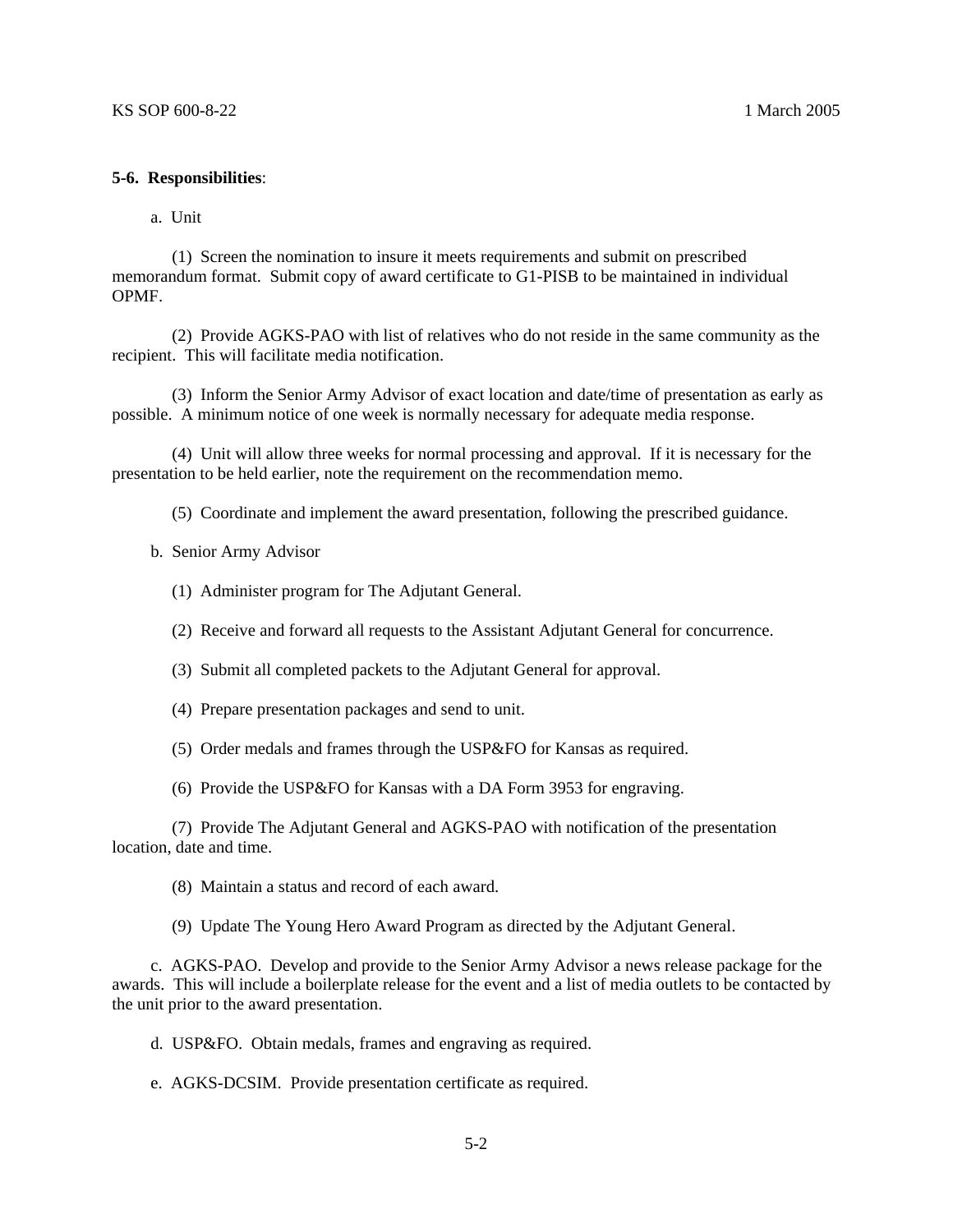**5-6. Responsibilities**:

a. Unit

(1) Screen the nomination to insure it meets requirements and submit on prescribed memorandum format. Submit copy of award certificate to G1-PISB to be maintained in individual OPMF.

(2) Provide AGKS-PAO with list of relatives who do not reside in the same community as the recipient. This will facilitate media notification.

(3) Inform the Senior Army Advisor of exact location and date/time of presentation as early as possible. A minimum notice of one week is normally necessary for adequate media response.

(4) Unit will allow three weeks for normal processing and approval. If it is necessary for the presentation to be held earlier, note the requirement on the recommendation memo.

(5) Coordinate and implement the award presentation, following the prescribed guidance.

b. Senior Army Advisor

(1) Administer program for The Adjutant General.

(2) Receive and forward all requests to the Assistant Adjutant General for concurrence.

(3) Submit all completed packets to the Adjutant General for approval.

(4) Prepare presentation packages and send to unit.

(5) Order medals and frames through the USP&FO for Kansas as required.

(6) Provide the USP&FO for Kansas with a DA Form 3953 for engraving.

(7) Provide The Adjutant General and AGKS-PAO with notification of the presentation location, date and time.

(8) Maintain a status and record of each award.

(9) Update The Young Hero Award Program as directed by the Adjutant General.

c. AGKS-PAO. Develop and provide to the Senior Army Advisor a news release package for the awards. This will include a boilerplate release for the event and a list of media outlets to be contacted by the unit prior to the award presentation.

d. USP&FO. Obtain medals, frames and engraving as required.

e. AGKS-DCSIM. Provide presentation certificate as required.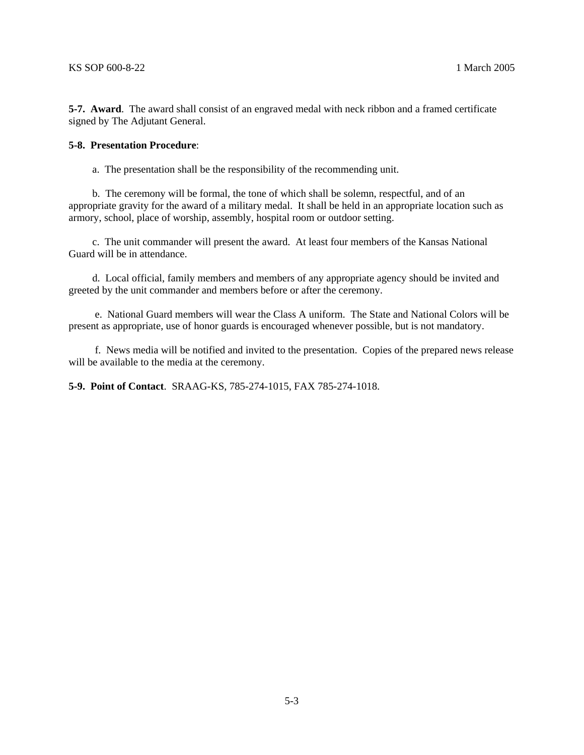**5-7. Award**. The award shall consist of an engraved medal with neck ribbon and a framed certificate signed by The Adjutant General.

**5-8. Presentation Procedure**:

a. The presentation shall be the responsibility of the recommending unit.

b. The ceremony will be formal, the tone of which shall be solemn, respectful, and of an appropriate gravity for the award of a military medal. It shall be held in an appropriate location such as armory, school, place of worship, assembly, hospital room or outdoor setting.

c. The unit commander will present the award. At least four members of the Kansas National Guard will be in attendance.

d. Local official, family members and members of any appropriate agency should be invited and greeted by the unit commander and members before or after the ceremony.

e. National Guard members will wear the Class A uniform. The State and National Colors will be present as appropriate, use of honor guards is encouraged whenever possible, but is not mandatory.

f. News media will be notified and invited to the presentation. Copies of the prepared news release will be available to the media at the ceremony.

**5-9. Point of Contact**. SRAAG-KS, 785-274-1015, FAX 785-274-1018.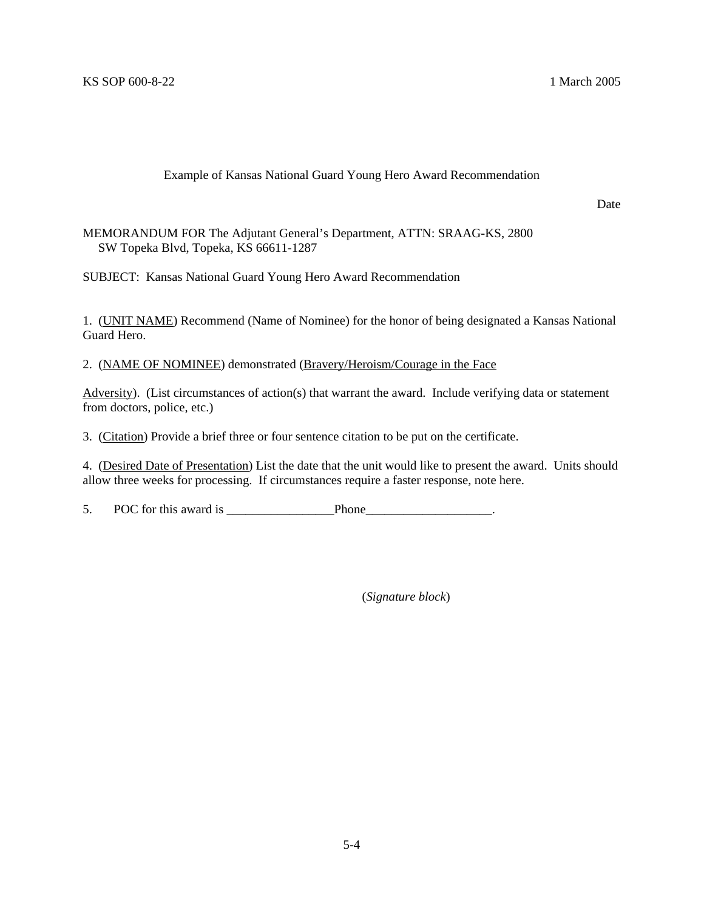Example of Kansas National Guard Young Hero Award Recommendation

Date

MEMORANDUM FOR The Adjutant General's Department, ATTN: SRAAG-KS, 2800 SW Topeka Blvd, Topeka, KS 66611-1287

SUBJECT: Kansas National Guard Young Hero Award Recommendation

1. (UNIT NAME) Recommend (Name of Nominee) for the honor of being designated a Kansas National Guard Hero.

2. (NAME OF NOMINEE) demonstrated (Bravery/Heroism/Courage in the Face Adversity). (List circumstances of action(s) that warrant the award. Include verifying data or statement from doctors, police, etc.)

3. (Citation) Provide a brief three or four sentence citation to be put on the certificate.

4. (Desired Date of Presentation) List the date that the unit would like to present the award. Units should allow three weeks for processing. If circumstances require a faster response, note here.

5. POC for this award is _________________Phone____________________.

(*Signature block*)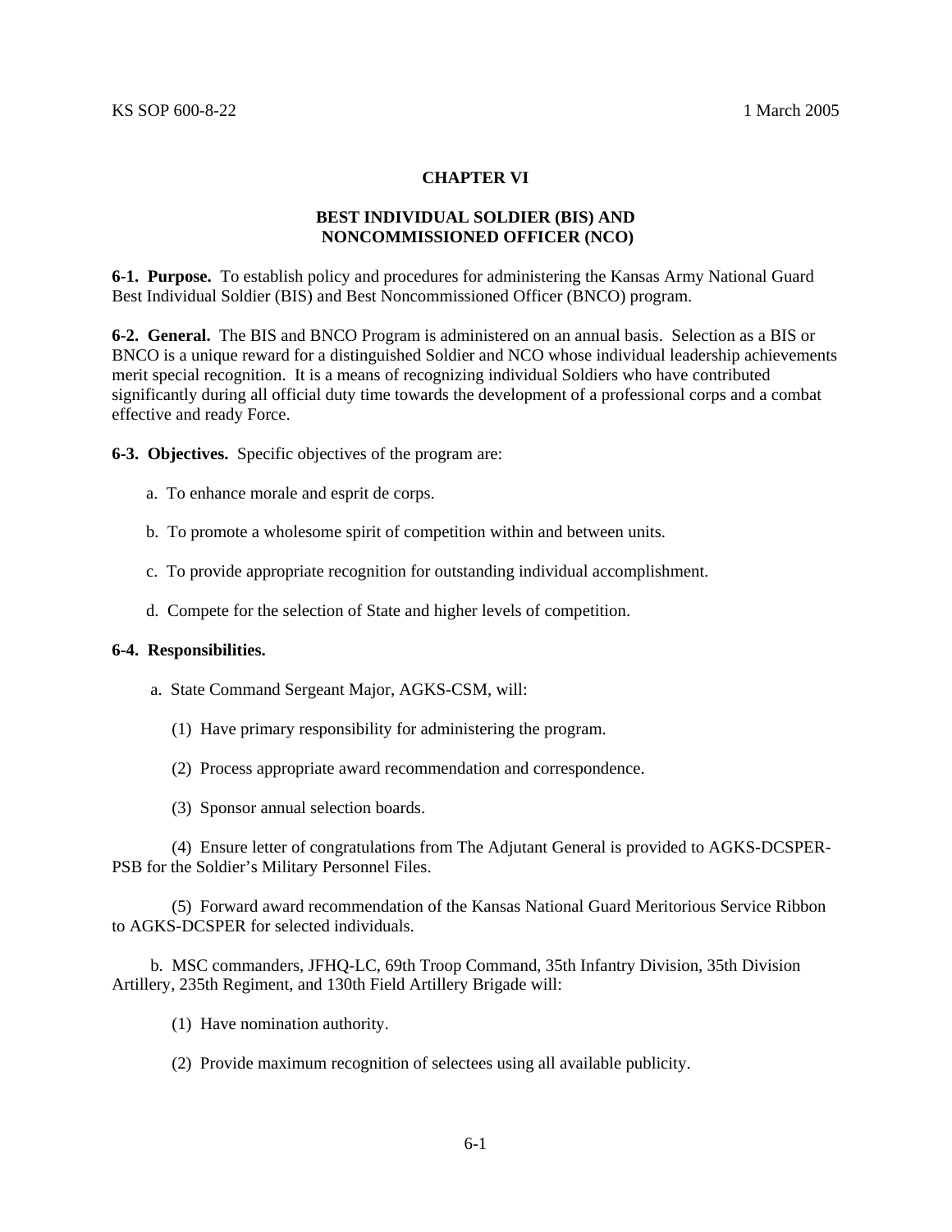## CHAPTER VI

## BEST INDIVIDUAL SOLDIER (BIS) AND NONCOMMISSIONED OFFICER (NCO)

**6-1. Purpose.** To establish policy and procedures for administering the Kansas Army National Guard Best Individual Soldier (BIS) and Best Noncommissioned Officer (BNCO) program.

**6-2. General.** The BIS and BNCO Program is administered on an annual basis. Selection as a BIS or BNCO is a unique reward for a distinguished Soldier and NCO whose individual leadership achievements merit special recognition. It is a means of recognizing individual Soldiers who have contributed significantly during all official duty time towards the development of a professional corps and a combat effective and ready Force.

**6-3. Objectives.** Specific objectives of the program are:

a. To enhance morale and esprit de corps.

b. To promote a wholesome spirit of competition within and between units.

c. To provide appropriate recognition for outstanding individual accomplishment.

d. Compete for the selection of State and higher levels of competition.

**6-4. Responsibilities.**

a. State Command Sergeant Major, AGKS-CSM, will:

(1) Have primary responsibility for administering the program.

(2) Process appropriate award recommendation and correspondence.

(3) Sponsor annual selection boards.

(4) Ensure letter of congratulations from The Adjutant General is provided to AGKS-DCSPER-PSB for the Soldier's Military Personnel Files.

(5) Forward award recommendation of the Kansas National Guard Meritorious Service Ribbon to AGKS-DCSPER for selected individuals.

b. MSC commanders, JFHQ-LC, 69th Troop Command, 35th Infantry Division, 35th Division Artillery, 235th Regiment, and 130th Field Artillery Brigade will:

(1) Have nomination authority.

(2) Provide maximum recognition of selectees using all available publicity.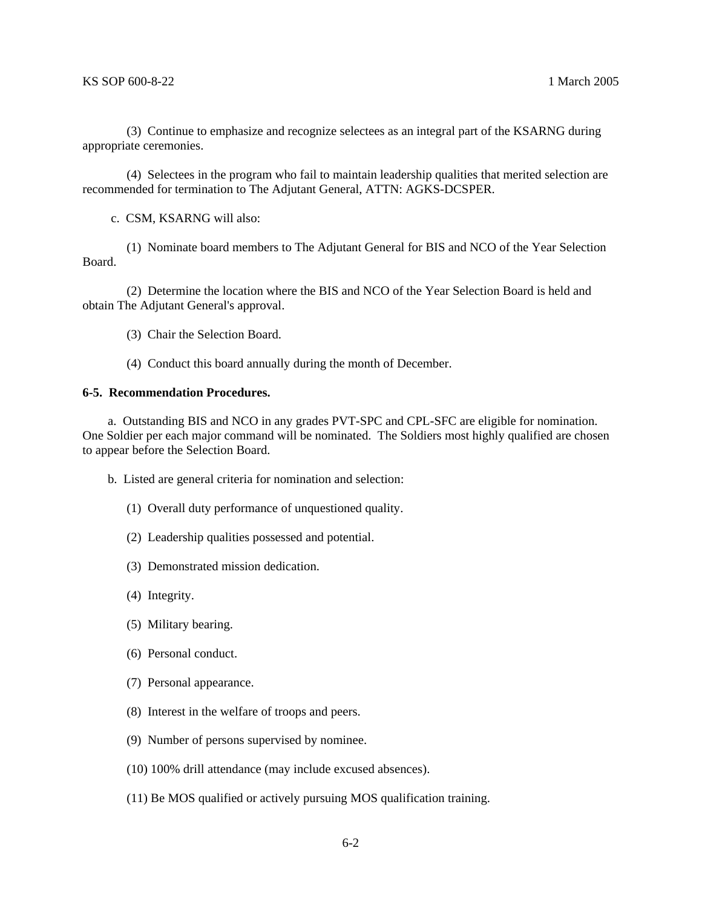(3) Continue to emphasize and recognize selectees as an integral part of the KSARNG during appropriate ceremonies.

(4) Selectees in the program who fail to maintain leadership qualities that merited selection are recommended for termination to The Adjutant General, ATTN: AGKS-DCSPER.

c. CSM, KSARNG will also:

(1) Nominate board members to The Adjutant General for BIS and NCO of the Year Selection Board.

(2) Determine the location where the BIS and NCO of the Year Selection Board is held and obtain The Adjutant General's approval.

(3) Chair the Selection Board.

(4) Conduct this board annually during the month of December.

**6-5. Recommendation Procedures.**

a. Outstanding BIS and NCO in any grades PVT-SPC and CPL-SFC are eligible for nomination. One Soldier per each major command will be nominated. The Soldiers most highly qualified are chosen to appear before the Selection Board.

b. Listed are general criteria for nomination and selection:

(1) Overall duty performance of unquestioned quality.

(2) Leadership qualities possessed and potential.

(3) Demonstrated mission dedication.

(4) Integrity.

(5) Military bearing.

(6) Personal conduct.

(7) Personal appearance.

(8) Interest in the welfare of troops and peers.

(9) Number of persons supervised by nominee.

(10) 100% drill attendance (may include excused absences).

(11) Be MOS qualified or actively pursuing MOS qualification training.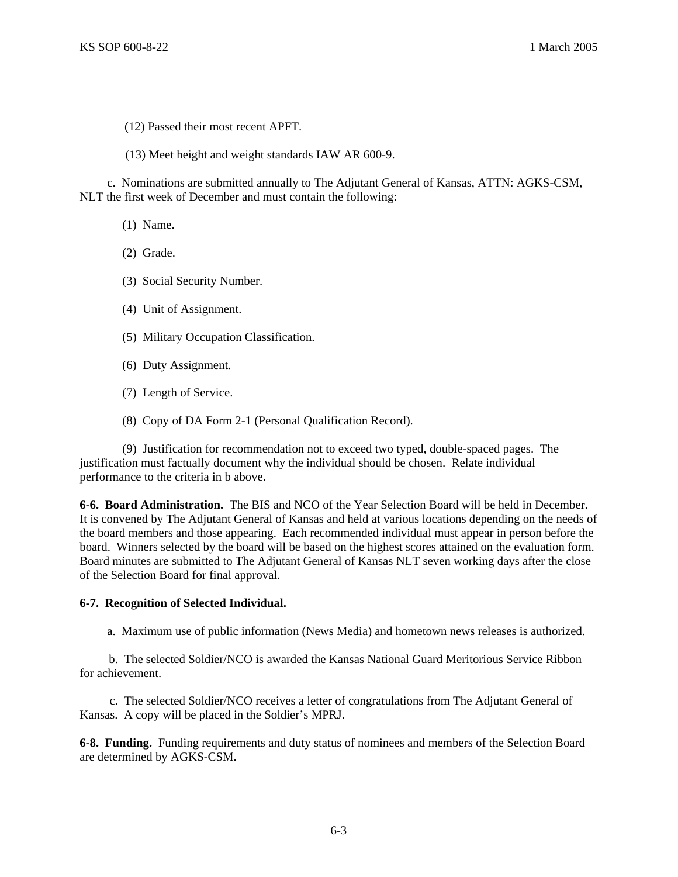(12) Passed their most recent APFT.

(13) Meet height and weight standards IAW AR 600-9.

c. Nominations are submitted annually to The Adjutant General of Kansas, ATTN: AGKS-CSM, NLT the first week of December and must contain the following:

(1) Name.

(2) Grade.

(3) Social Security Number.

(4) Unit of Assignment.

(5) Military Occupation Classification.

(6) Duty Assignment.

(7) Length of Service.

(8) Copy of DA Form 2-1 (Personal Qualification Record).

(9) Justification for recommendation not to exceed two typed, double-spaced pages. The justification must factually document why the individual should be chosen. Relate individual performance to the criteria in b above.

**6-6. Board Administration.** The BIS and NCO of the Year Selection Board will be held in December. It is convened by The Adjutant General of Kansas and held at various locations depending on the needs of the board members and those appearing. Each recommended individual must appear in person before the board. Winners selected by the board will be based on the highest scores attained on the evaluation form. Board minutes are submitted to The Adjutant General of Kansas NLT seven working days after the close of the Selection Board for final approval.

**6-7. Recognition of Selected Individual.**

a. Maximum use of public information (News Media) and hometown news releases is authorized.

b. The selected Soldier/NCO is awarded the Kansas National Guard Meritorious Service Ribbon for achievement.

c. The selected Soldier/NCO receives a letter of congratulations from The Adjutant General of Kansas. A copy will be placed in the Soldier's MPRJ.

**6-8. Funding.** Funding requirements and duty status of nominees and members of the Selection Board are determined by AGKS-CSM.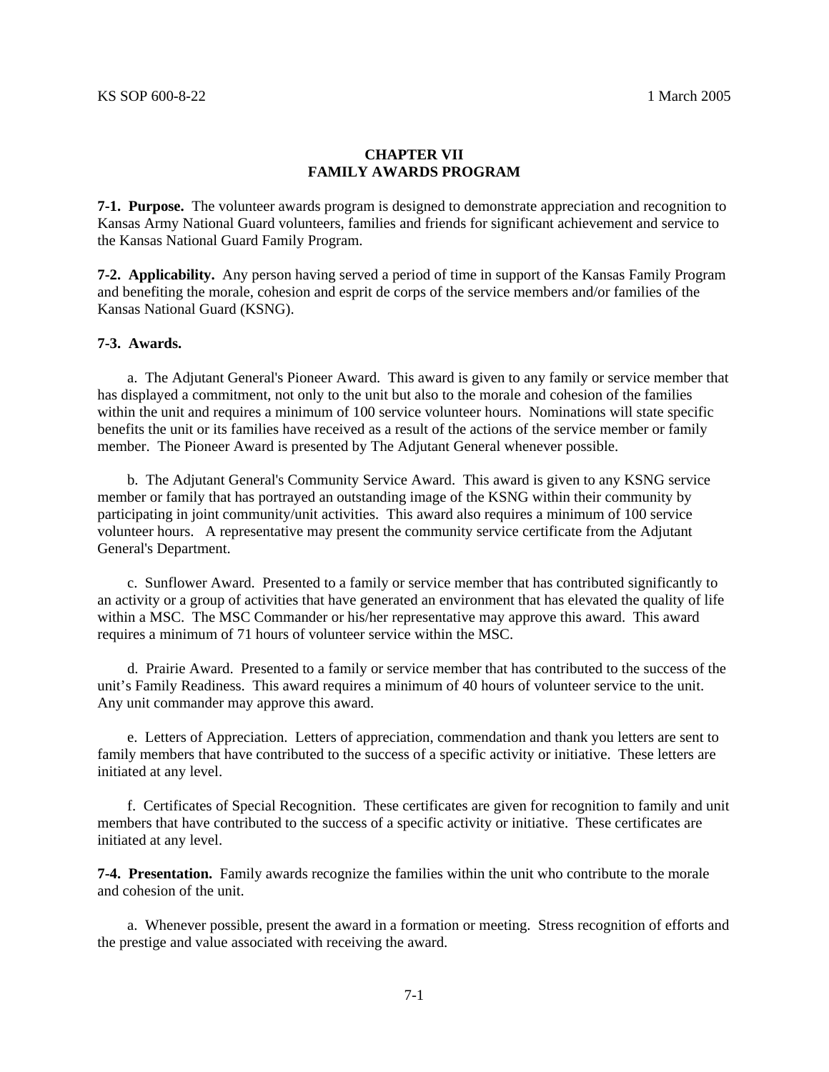## CHAPTER VII
## FAMILY AWARDS PROGRAM

**7-1. Purpose.** The volunteer awards program is designed to demonstrate appreciation and recognition to Kansas Army National Guard volunteers, families and friends for significant achievement and service to the Kansas National Guard Family Program.

**7-2. Applicability.** Any person having served a period of time in support of the Kansas Family Program and benefiting the morale, cohesion and esprit de corps of the service members and/or families of the Kansas National Guard (KSNG).

**7-3. Awards.**

a. The Adjutant General's Pioneer Award. This award is given to any family or service member that has displayed a commitment, not only to the unit but also to the morale and cohesion of the families within the unit and requires a minimum of 100 service volunteer hours. Nominations will state specific benefits the unit or its families have received as a result of the actions of the service member or family member. The Pioneer Award is presented by The Adjutant General whenever possible.

b. The Adjutant General's Community Service Award. This award is given to any KSNG service member or family that has portrayed an outstanding image of the KSNG within their community by participating in joint community/unit activities. This award also requires a minimum of 100 service volunteer hours. A representative may present the community service certificate from the Adjutant General's Department.

c. Sunflower Award. Presented to a family or service member that has contributed significantly to an activity or a group of activities that have generated an environment that has elevated the quality of life within a MSC. The MSC Commander or his/her representative may approve this award. This award requires a minimum of 71 hours of volunteer service within the MSC.

d. Prairie Award. Presented to a family or service member that has contributed to the success of the unit's Family Readiness. This award requires a minimum of 40 hours of volunteer service to the unit. Any unit commander may approve this award.

e. Letters of Appreciation. Letters of appreciation, commendation and thank you letters are sent to family members that have contributed to the success of a specific activity or initiative. These letters are initiated at any level.

f. Certificates of Special Recognition. These certificates are given for recognition to family and unit members that have contributed to the success of a specific activity or initiative. These certificates are initiated at any level.

**7-4. Presentation.** Family awards recognize the families within the unit who contribute to the morale and cohesion of the unit.

a. Whenever possible, present the award in a formation or meeting. Stress recognition of efforts and the prestige and value associated with receiving the award.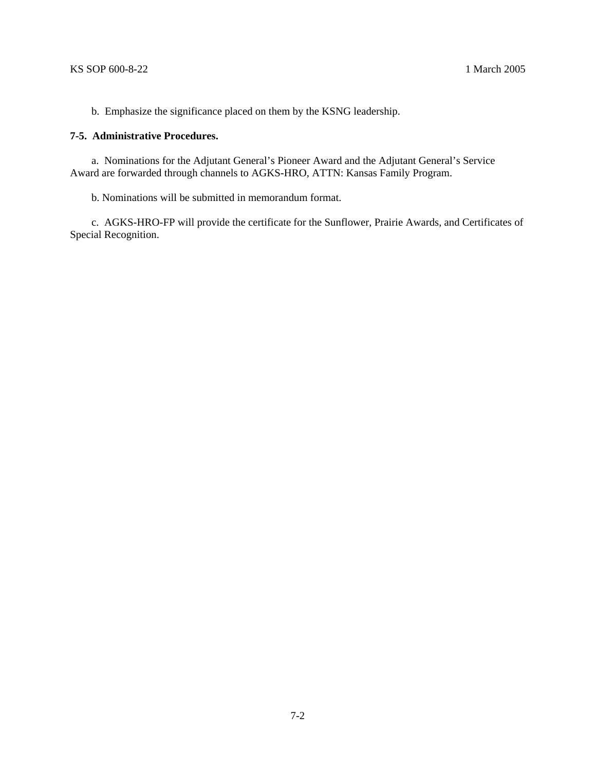b. Emphasize the significance placed on them by the KSNG leadership.

**7-5. Administrative Procedures.**

a. Nominations for the Adjutant General's Pioneer Award and the Adjutant General's Service Award are forwarded through channels to AGKS-HRO, ATTN: Kansas Family Program.

b. Nominations will be submitted in memorandum format.

c. AGKS-HRO-FP will provide the certificate for the Sunflower, Prairie Awards, and Certificates of Special Recognition.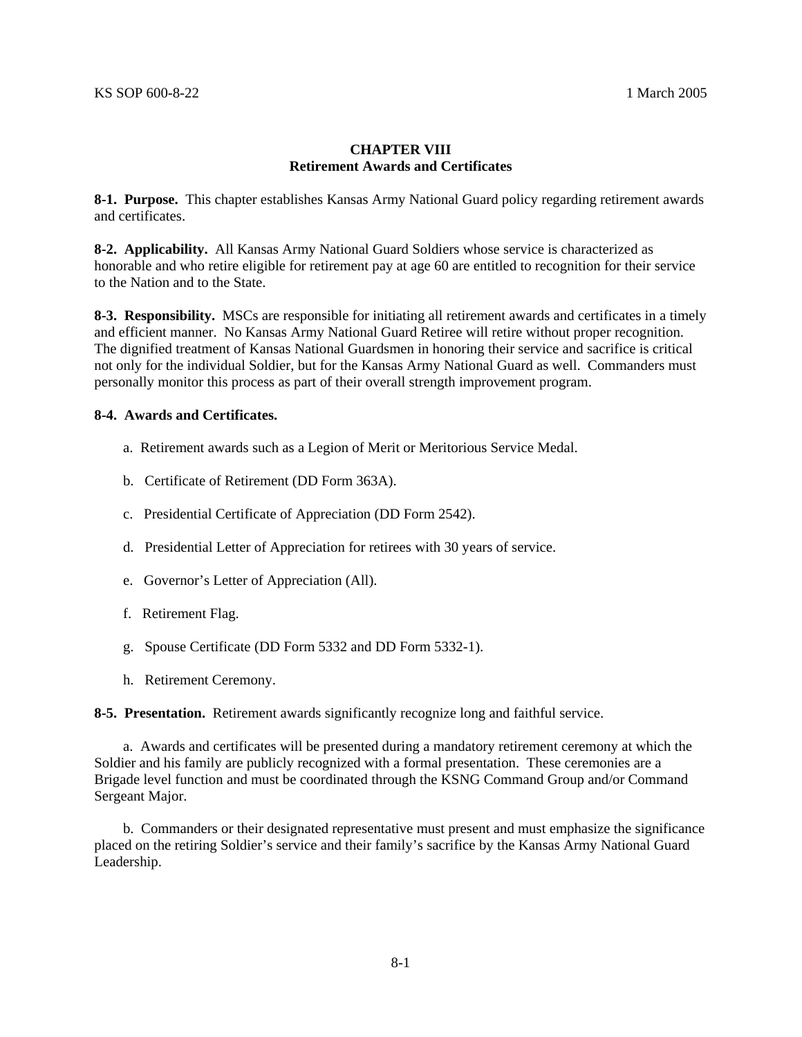## CHAPTER VIII
## Retirement Awards and Certificates

**8-1. Purpose.** This chapter establishes Kansas Army National Guard policy regarding retirement awards and certificates.

**8-2. Applicability.** All Kansas Army National Guard Soldiers whose service is characterized as honorable and who retire eligible for retirement pay at age 60 are entitled to recognition for their service to the Nation and to the State.

**8-3. Responsibility.** MSCs are responsible for initiating all retirement awards and certificates in a timely and efficient manner. No Kansas Army National Guard Retiree will retire without proper recognition. The dignified treatment of Kansas National Guardsmen in honoring their service and sacrifice is critical not only for the individual Soldier, but for the Kansas Army National Guard as well. Commanders must personally monitor this process as part of their overall strength improvement program.

**8-4. Awards and Certificates.**

a. Retirement awards such as a Legion of Merit or Meritorious Service Medal.

b. Certificate of Retirement (DD Form 363A).

c. Presidential Certificate of Appreciation (DD Form 2542).

d. Presidential Letter of Appreciation for retirees with 30 years of service.

e. Governor's Letter of Appreciation (All).

f. Retirement Flag.

g. Spouse Certificate (DD Form 5332 and DD Form 5332-1).

h. Retirement Ceremony.

**8-5. Presentation.** Retirement awards significantly recognize long and faithful service.

a. Awards and certificates will be presented during a mandatory retirement ceremony at which the Soldier and his family are publicly recognized with a formal presentation. These ceremonies are a Brigade level function and must be coordinated through the KSNG Command Group and/or Command Sergeant Major.

b. Commanders or their designated representative must present and must emphasize the significance placed on the retiring Soldier's service and their family's sacrifice by the Kansas Army National Guard Leadership.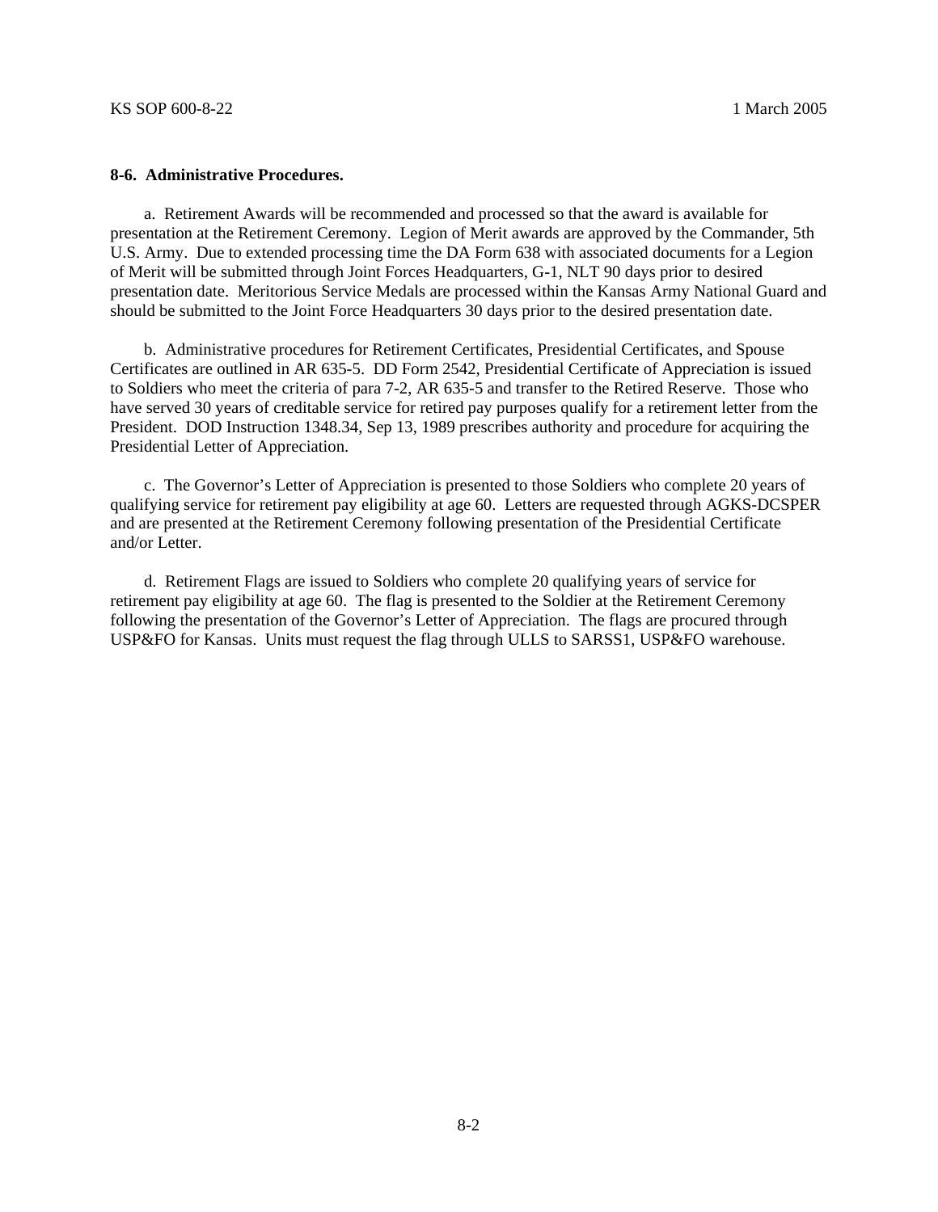**8-6. Administrative Procedures.**

a. Retirement Awards will be recommended and processed so that the award is available for presentation at the Retirement Ceremony. Legion of Merit awards are approved by the Commander, 5th U.S. Army. Due to extended processing time the DA Form 638 with associated documents for a Legion of Merit will be submitted through Joint Forces Headquarters, G-1, NLT 90 days prior to desired presentation date. Meritorious Service Medals are processed within the Kansas Army National Guard and should be submitted to the Joint Force Headquarters 30 days prior to the desired presentation date.

b. Administrative procedures for Retirement Certificates, Presidential Certificates, and Spouse Certificates are outlined in AR 635-5. DD Form 2542, Presidential Certificate of Appreciation is issued to Soldiers who meet the criteria of para 7-2, AR 635-5 and transfer to the Retired Reserve. Those who have served 30 years of creditable service for retired pay purposes qualify for a retirement letter from the President. DOD Instruction 1348.34, Sep 13, 1989 prescribes authority and procedure for acquiring the Presidential Letter of Appreciation.

c. The Governor's Letter of Appreciation is presented to those Soldiers who complete 20 years of qualifying service for retirement pay eligibility at age 60. Letters are requested through AGKS-DCSPER and are presented at the Retirement Ceremony following presentation of the Presidential Certificate and/or Letter.

d. Retirement Flags are issued to Soldiers who complete 20 qualifying years of service for retirement pay eligibility at age 60. The flag is presented to the Soldier at the Retirement Ceremony following the presentation of the Governor's Letter of Appreciation. The flags are procured through USP&FO for Kansas. Units must request the flag through ULLS to SARSS1, USP&FO warehouse.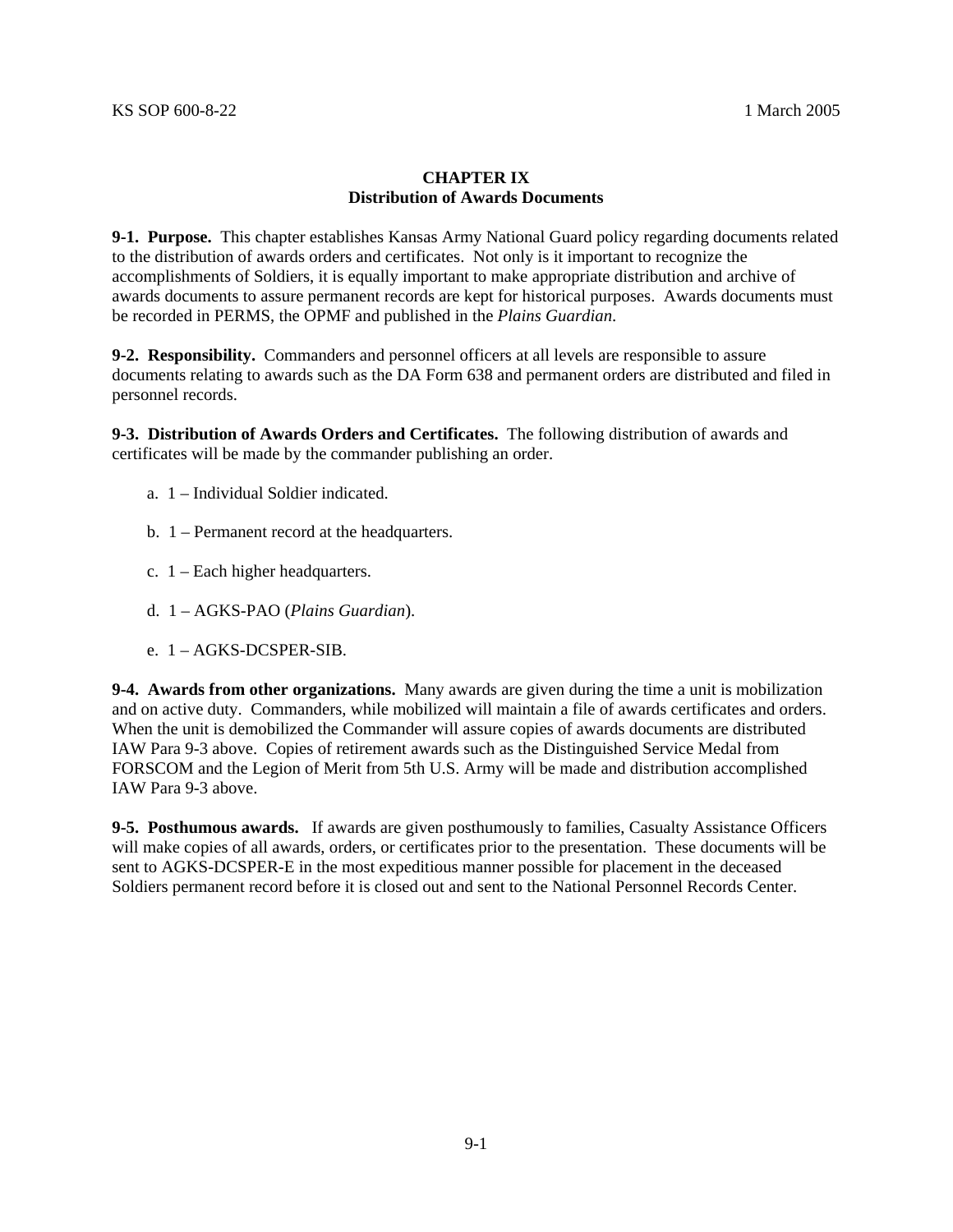# CHAPTER IX
## Distribution of Awards Documents

**9-1. Purpose.** This chapter establishes Kansas Army National Guard policy regarding documents related to the distribution of awards orders and certificates. Not only is it important to recognize the accomplishments of Soldiers, it is equally important to make appropriate distribution and archive of awards documents to assure permanent records are kept for historical purposes. Awards documents must be recorded in PERMS, the OPMF and published in the *Plains Guardian*.

**9-2. Responsibility.** Commanders and personnel officers at all levels are responsible to assure documents relating to awards such as the DA Form 638 and permanent orders are distributed and filed in personnel records.

**9-3. Distribution of Awards Orders and Certificates.** The following distribution of awards and certificates will be made by the commander publishing an order.

a. 1 – Individual Soldier indicated.

b. 1 – Permanent record at the headquarters.

c. 1 – Each higher headquarters.

d. 1 – AGKS-PAO (*Plains Guardian*).

e. 1 – AGKS-DCSPER-SIB.

**9-4. Awards from other organizations.** Many awards are given during the time a unit is mobilization and on active duty. Commanders, while mobilized will maintain a file of awards certificates and orders. When the unit is demobilized the Commander will assure copies of awards documents are distributed IAW Para 9-3 above. Copies of retirement awards such as the Distinguished Service Medal from FORSCOM and the Legion of Merit from 5th U.S. Army will be made and distribution accomplished IAW Para 9-3 above.

**9-5. Posthumous awards.** If awards are given posthumously to families, Casualty Assistance Officers will make copies of all awards, orders, or certificates prior to the presentation. These documents will be sent to AGKS-DCSPER-E in the most expeditious manner possible for placement in the deceased Soldiers permanent record before it is closed out and sent to the National Personnel Records Center.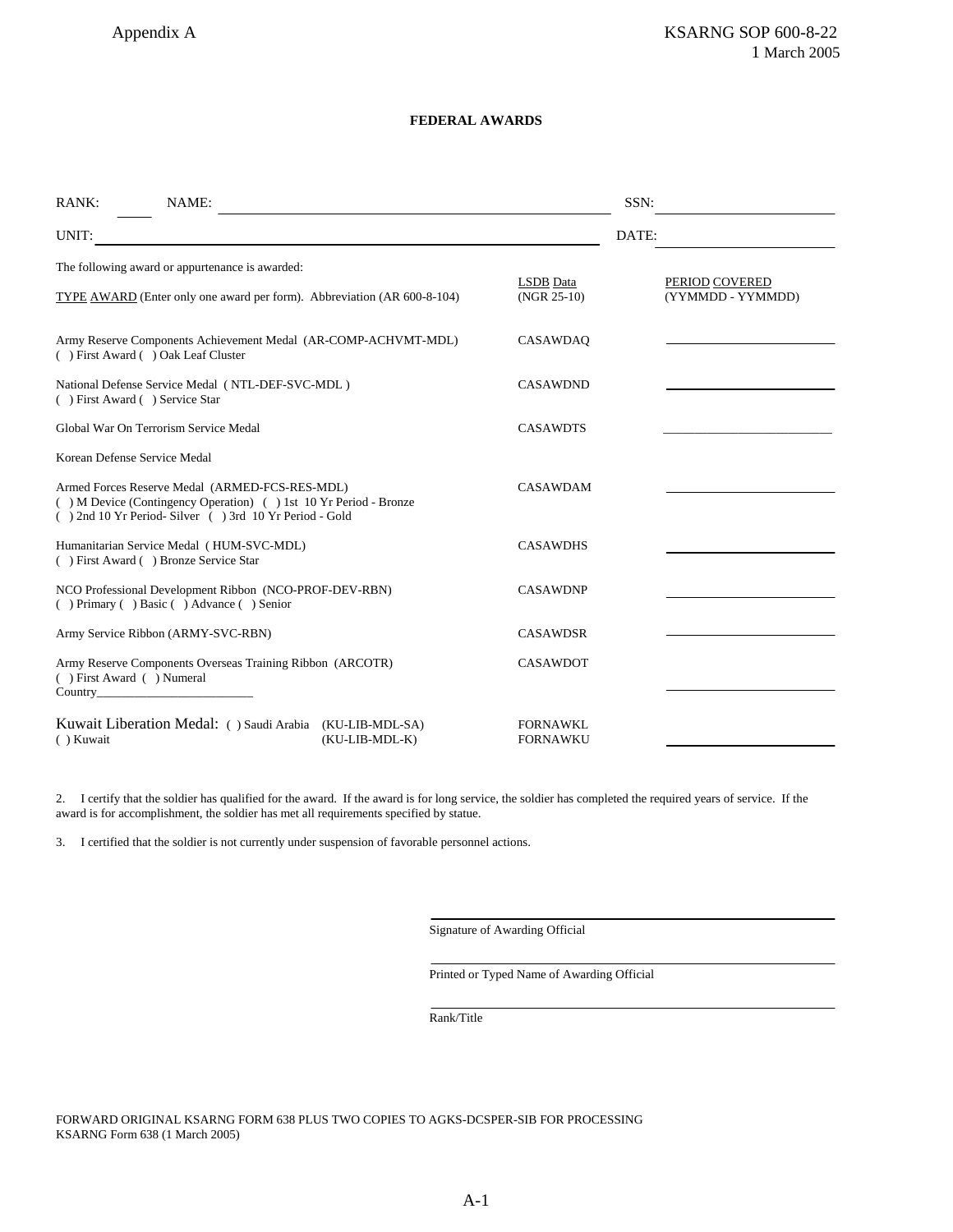Appendix A

KSARNG SOP 600-8-22
1 March 2005

**FEDERAL AWARDS**

RANK: _____ NAME: ______________________________ SSN: ______________

UNIT: ______________________________ DATE: ______________

The following award or appurtenance is awarded:

| TYPE AWARD (Enter only one award per form). Abbreviation (AR 600-8-104) | LSDB Data (NGR 25-10) | PERIOD COVERED (YYMMDD - YYMMDD) |
|---|---|---|
| Army Reserve Components Achievement Medal (AR-COMP-ACHVMT-MDL)<br>( ) First Award ( ) Oak Leaf Cluster | CASAWDAQ | ______________ |
| National Defense Service Medal ( NTL-DEF-SVC-MDL )<br>( ) First Award ( ) Service Star | CASAWDND | ______________ |
| Global War On Terrorism Service Medal | CASAWDTS | ______________ |
| Korean Defense Service Medal | | |
| Armed Forces Reserve Medal (ARMED-FCS-RES-MDL)<br>( ) M Device (Contingency Operation) ( ) 1st 10 Yr Period - Bronze<br>( ) 2nd 10 Yr Period- Silver ( ) 3rd 10 Yr Period - Gold | CASAWDAM | ______________ |
| Humanitarian Service Medal ( HUM-SVC-MDL)<br>( ) First Award ( ) Bronze Service Star | CASAWDHS | ______________ |
| NCO Professional Development Ribbon (NCO-PROF-DEV-RBN)<br>( ) Primary ( ) Basic ( ) Advance ( ) Senior | CASAWDNP | ______________ |
| Army Service Ribbon (ARMY-SVC-RBN) | CASAWDSR | ______________ |
| Army Reserve Components Overseas Training Ribbon (ARCOTR)<br>( ) First Award ( ) Numeral<br>Country______________ | CASAWDOT | ______________ |
| Kuwait Liberation Medal: ( ) Saudi Arabia (KU-LIB-MDL-SA)<br>( ) Kuwait (KU-LIB-MDL-K) | FORNAWKL<br>FORNAWKU | ______________ |

2. I certify that the soldier has qualified for the award. If the award is for long service, the soldier has completed the required years of service. If the award is for accomplishment, the soldier has met all requirements specified by statue.

3. I certified that the soldier is not currently under suspension of favorable personnel actions.

______________________________
Signature of Awarding Official

______________________________
Printed or Typed Name of Awarding Official

______________________________
Rank/Title

FORWARD ORIGINAL KSARNG FORM 638 PLUS TWO COPIES TO AGKS-DCSPER-SIB FOR PROCESSING
KSARNG Form 638 (1 March 2005)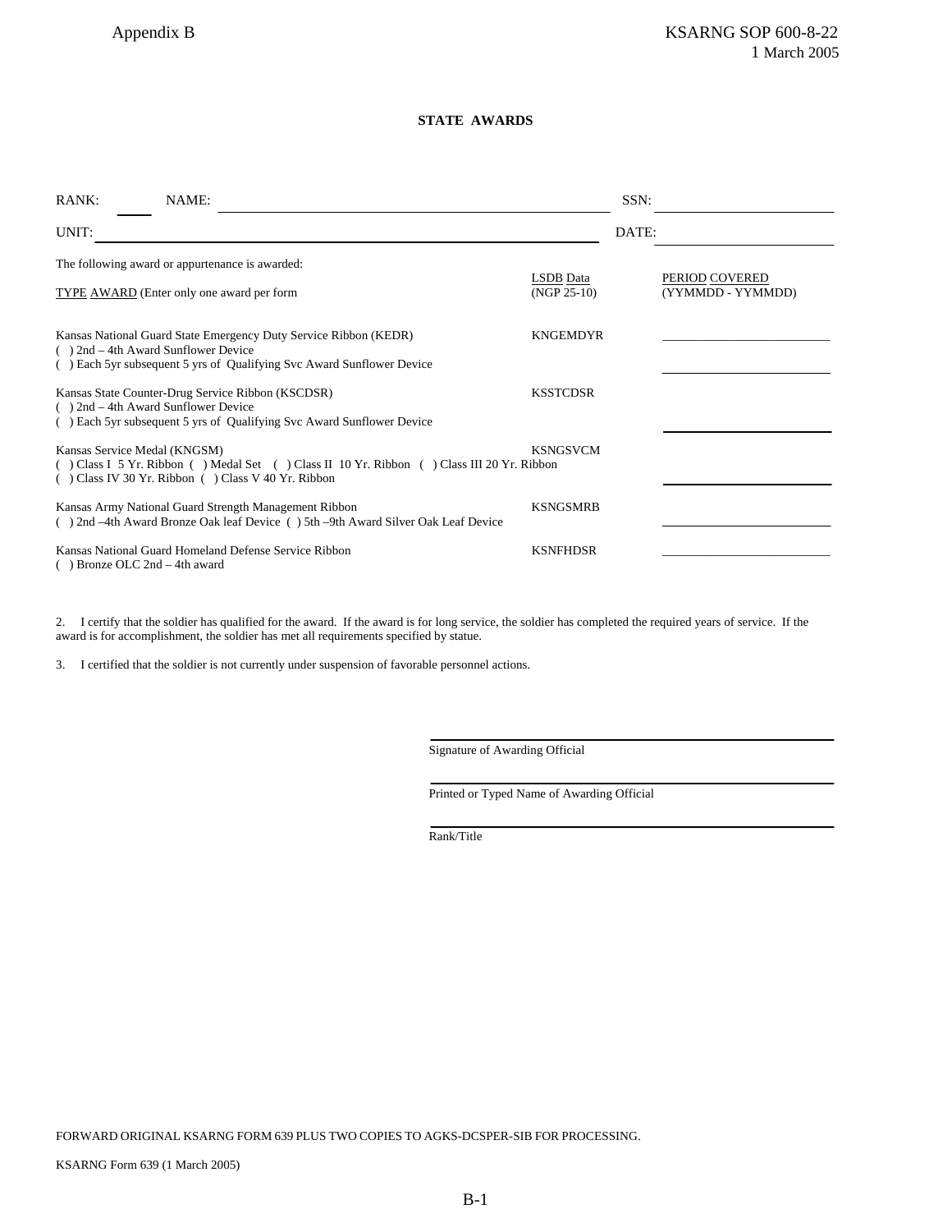Appendix B

KSARNG SOP 600-8-22
1 March 2005

**STATE AWARDS**

RANK: ____ NAME: ______________________________ SSN: ____________________

UNIT: ______________________________________________ DATE: ____________________

The following award or appurtenance is awarded:

| TYPE AWARD (Enter only one award per form) | LSDB Data (NGP 25-10) | PERIOD COVERED (YYMMDD - YYMMDD) |
|---|---|---|
| Kansas National Guard State Emergency Duty Service Ribbon (KEDR)<br>( ) 2nd – 4th Award Sunflower Device<br>( ) Each 5yr subsequent 5 yrs of Qualifying Svc Award Sunflower Device | KNGEMDYR | ____________________<br>____________________ |
| Kansas State Counter-Drug Service Ribbon (KSCDSR)<br>( ) 2nd – 4th Award Sunflower Device<br>( ) Each 5yr subsequent 5 yrs of Qualifying Svc Award Sunflower Device | KSSTCDSR | ____________________ |
| Kansas Service Medal (KNGSM)<br>( ) Class I 5 Yr. Ribbon ( ) Medal Set ( ) Class II 10 Yr. Ribbon ( ) Class III 20 Yr. Ribbon<br>( ) Class IV 30 Yr. Ribbon ( ) Class V 40 Yr. Ribbon | KSNGSVCM | ____________________ |
| Kansas Army National Guard Strength Management Ribbon<br>( ) 2nd –4th Award Bronze Oak leaf Device ( ) 5th –9th Award Silver Oak Leaf Device | KSNGSMRB | ____________________ |
| Kansas National Guard Homeland Defense Service Ribbon<br>( ) Bronze OLC 2nd – 4th award | KSNFHDSR | ____________________ |

2. I certify that the soldier has qualified for the award. If the award is for long service, the soldier has completed the required years of service. If the award is for accomplishment, the soldier has met all requirements specified by statue.

3. I certified that the soldier is not currently under suspension of favorable personnel actions.

______________________________
Signature of Awarding Official

______________________________
Printed or Typed Name of Awarding Official

______________________________
Rank/Title

FORWARD ORIGINAL KSARNG FORM 639 PLUS TWO COPIES TO AGKS-DCSPER-SIB FOR PROCESSING.

KSARNG Form 639 (1 March 2005)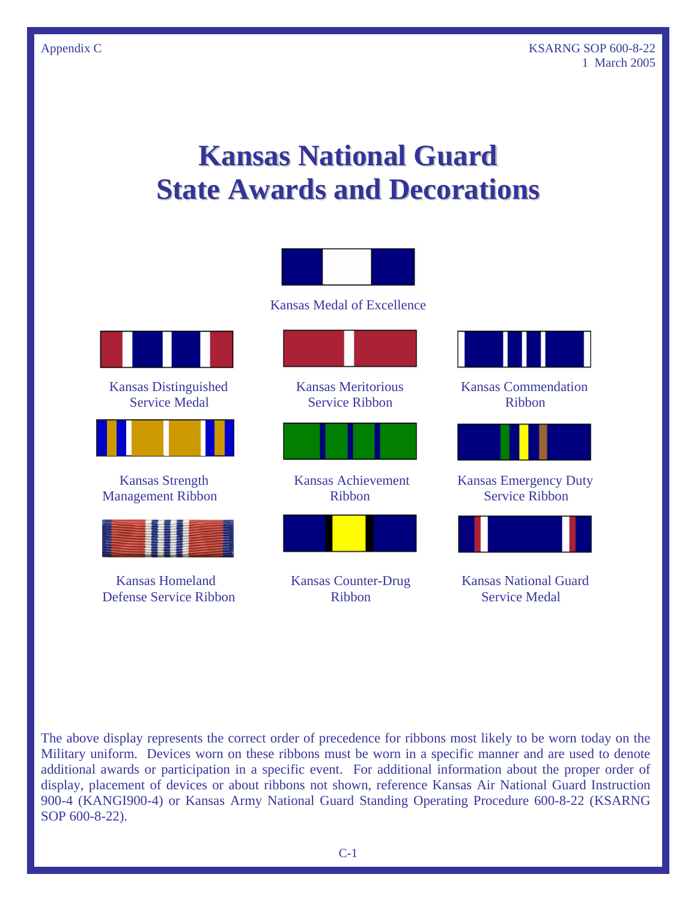# Kansas National Guard State Awards and Decorations

Kansas Medal of Excellence

Kansas Distinguished Service Medal

Kansas Meritorious Service Ribbon

Kansas Commendation Ribbon

Kansas Strength Management Ribbon

Kansas Achievement Ribbon

Kansas Emergency Duty Service Ribbon

Kansas Homeland Defense Service Ribbon

Kansas Counter-Drug Ribbon

Kansas National Guard Service Medal

The above display represents the correct order of precedence for ribbons most likely to be worn today on the Military uniform. Devices worn on these ribbons must be worn in a specific manner and are used to denote additional awards or participation in a specific event. For additional information about the proper order of display, placement of devices or about ribbons not shown, reference Kansas Air National Guard Instruction 900-4 (KANGI900-4) or Kansas Army National Guard Standing Operating Procedure 600-8-22 (KSARNG SOP 600-8-22).